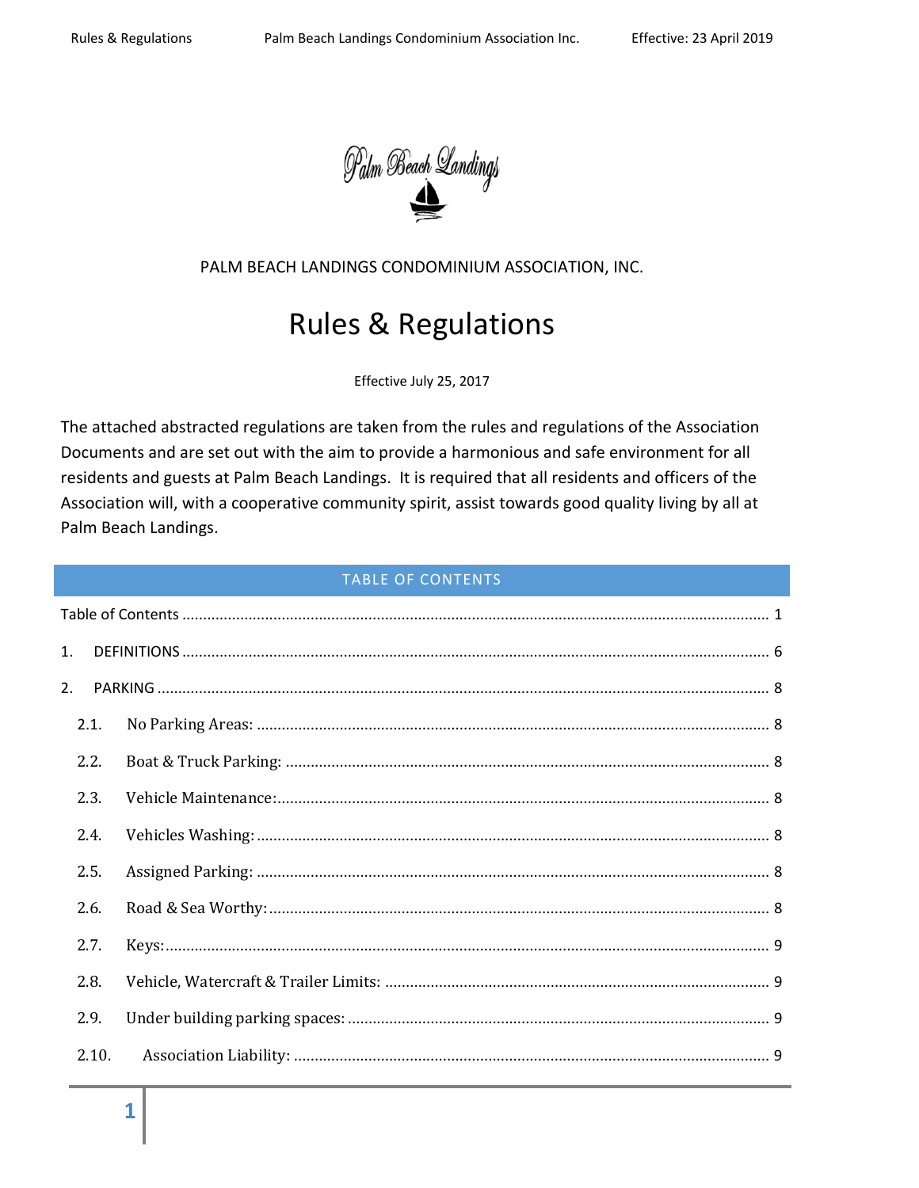Palm Beach Landings

PALM BEACH LANDINGS CONDOMINIUM ASSOCIATION, INC.

# Rules & Regulations

Effective July 25, 2017

The attached abstracted regulations are taken from the rules and regulations of the Association Documents and are set out with the aim to provide a harmonious and safe environment for all residents and guests at Palm Beach Landings. It is required that all residents and officers of the Association will, with a cooperative community spirit, assist towards good quality living by all at Palm Beach Landings.

## TABLE OF CONTENTS

Table of Contents ..... 1

1. DEFINITIONS ..... 6

2. PARKING ..... 8

 2.1. No Parking Areas: ..... 8

 2.2. Boat & Truck Parking: ..... 8

 2.3. Vehicle Maintenance: ..... 8

 2.4. Vehicles Washing: ..... 8

 2.5. Assigned Parking: ..... 8

 2.6. Road & Sea Worthy: ..... 8

 2.7. Keys: ..... 9

 2.8. Vehicle, Watercraft & Trailer Limits: ..... 9

 2.9. Under building parking spaces: ..... 9

 2.10. Association Liability: ..... 9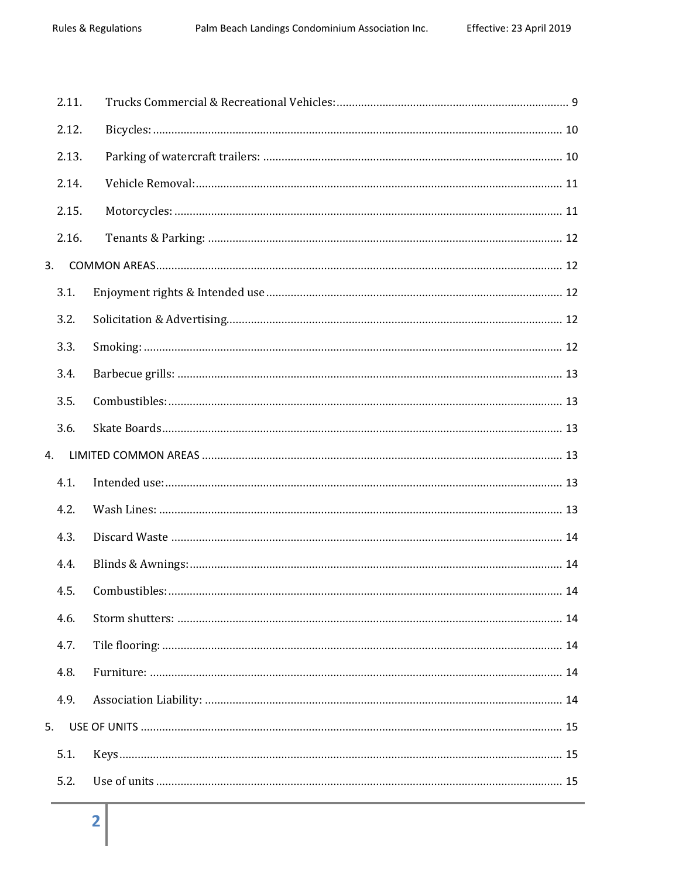2.11. Trucks Commercial & Recreational Vehicles: 9

2.12. Bicycles: 10

2.13. Parking of watercraft trailers: 10

2.14. Vehicle Removal: 11

2.15. Motorcycles: 11

2.16. Tenants & Parking: 12

3. COMMON AREAS 12

3.1. Enjoyment rights & Intended use 12

3.2. Solicitation & Advertising 12

3.3. Smoking: 12

3.4. Barbecue grills: 13

3.5. Combustibles: 13

3.6. Skate Boards 13

4. LIMITED COMMON AREAS 13

4.1. Intended use: 13

4.2. Wash Lines: 13

4.3. Discard Waste 14

4.4. Blinds & Awnings: 14

4.5. Combustibles: 14

4.6. Storm shutters: 14

4.7. Tile flooring: 14

4.8. Furniture: 14

4.9. Association Liability: 14

5. USE OF UNITS 15

5.1. Keys 15

5.2. Use of units 15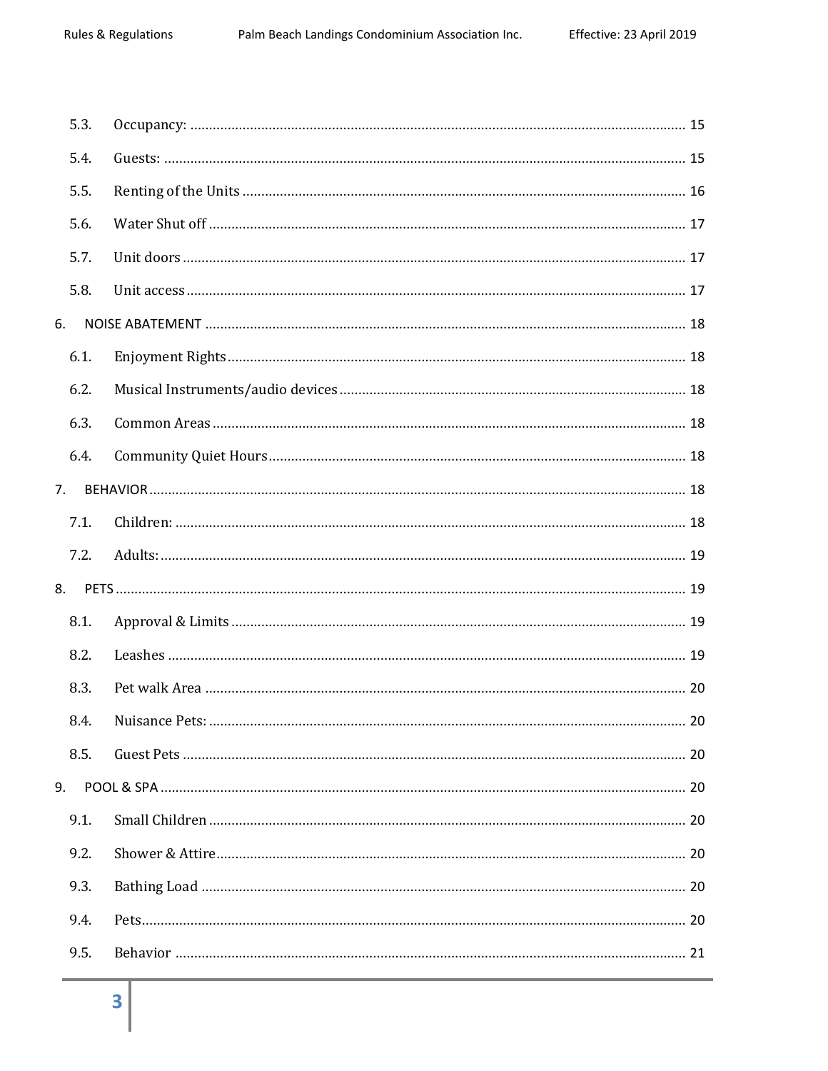5.3. Occupancy: ........................................................................................................................ 15

5.4. Guests: ............................................................................................................................ 15

5.5. Renting of the Units ......................................................................................................... 16

5.6. Water Shut off ................................................................................................................. 17

5.7. Unit doors ........................................................................................................................ 17

5.8. Unit access ...................................................................................................................... 17

6. NOISE ABATEMENT ........................................................................................................... 18

6.1. Enjoyment Rights ............................................................................................................ 18

6.2. Musical Instruments/audio devices ................................................................................. 18

6.3. Common Areas ................................................................................................................ 18

6.4. Community Quiet Hours .................................................................................................. 18

7. BEHAVIOR .......................................................................................................................... 18

7.1. Children: .......................................................................................................................... 18

7.2. Adults: ............................................................................................................................. 19

8. PETS .................................................................................................................................... 19

8.1. Approval & Limits ............................................................................................................ 19

8.2. Leashes ........................................................................................................................... 19

8.3. Pet walk Area .................................................................................................................. 20

8.4. Nuisance Pets: ................................................................................................................. 20

8.5. Guest Pets ....................................................................................................................... 20

9. POOL & SPA ........................................................................................................................ 20

9.1. Small Children ................................................................................................................. 20

9.2. Shower & Attire ............................................................................................................... 20

9.3. Bathing Load ................................................................................................................... 20

9.4. Pets .................................................................................................................................. 20

9.5. Behavior .......................................................................................................................... 21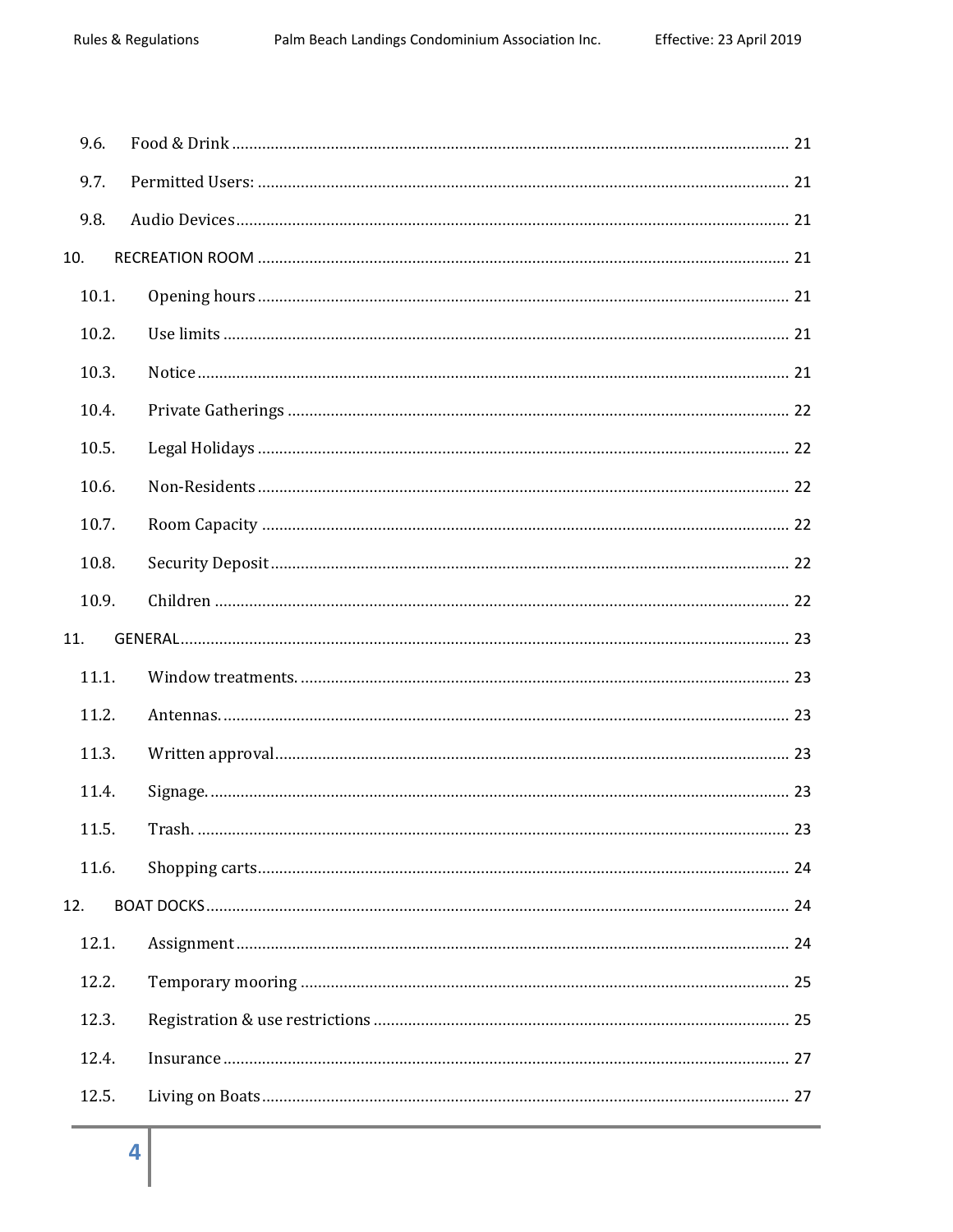- 9.6. Food & Drink ........ 21
- 9.7. Permitted Users: ........ 21
- 9.8. Audio Devices ........ 21

10. RECREATION ROOM ........ 21

- 10.1. Opening hours ........ 21
- 10.2. Use limits ........ 21
- 10.3. Notice ........ 21
- 10.4. Private Gatherings ........ 22
- 10.5. Legal Holidays ........ 22
- 10.6. Non-Residents ........ 22
- 10.7. Room Capacity ........ 22
- 10.8. Security Deposit ........ 22
- 10.9. Children ........ 22

11. GENERAL ........ 23

- 11.1. Window treatments. ........ 23
- 11.2. Antennas. ........ 23
- 11.3. Written approval ........ 23
- 11.4. Signage. ........ 23
- 11.5. Trash. ........ 23
- 11.6. Shopping carts ........ 24

12. BOAT DOCKS ........ 24

- 12.1. Assignment ........ 24
- 12.2. Temporary mooring ........ 25
- 12.3. Registration & use restrictions ........ 25
- 12.4. Insurance ........ 27
- 12.5. Living on Boats ........ 27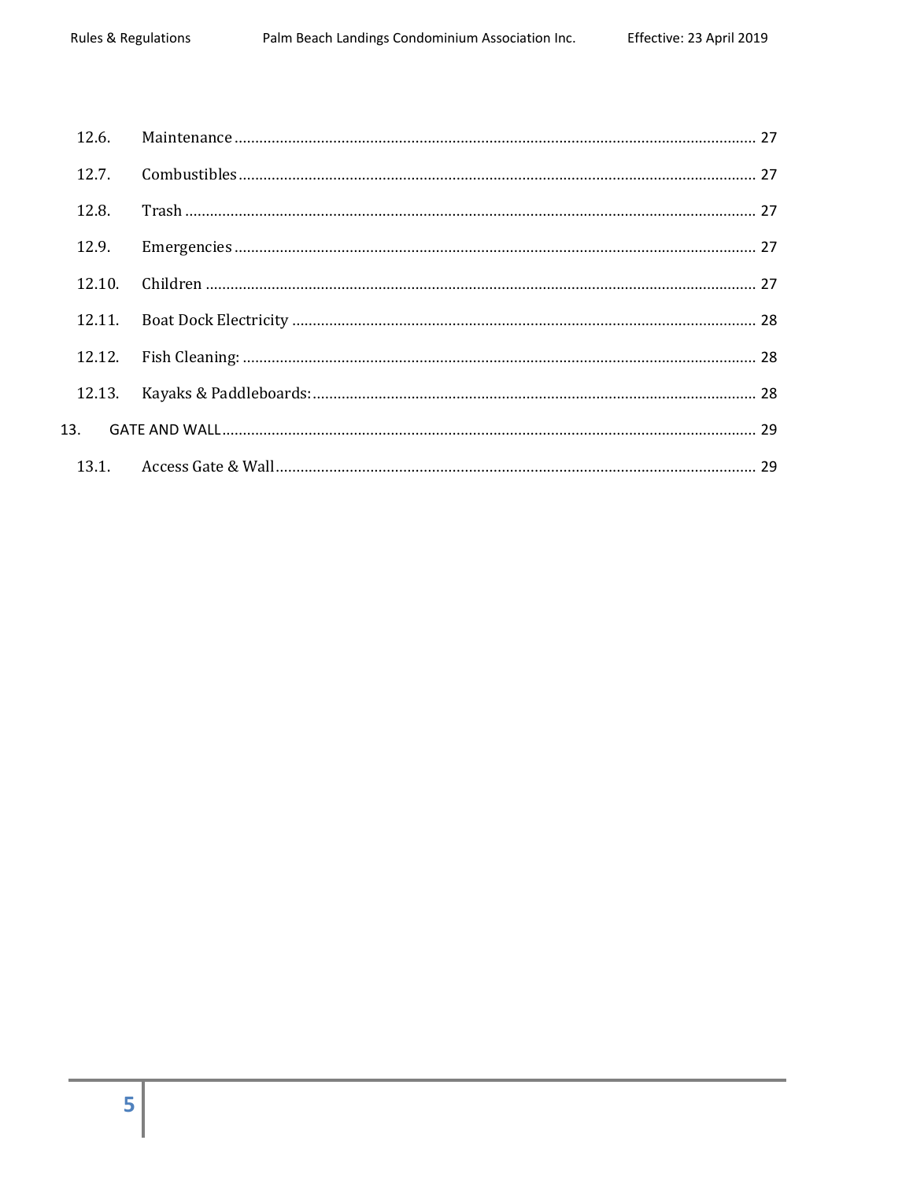12.6. Maintenance ........................................................................................................................ 27

12.7. Combustibles ....................................................................................................................... 27

12.8. Trash .................................................................................................................................... 27

12.9. Emergencies ........................................................................................................................ 27

12.10. Children ............................................................................................................................... 27

12.11. Boat Dock Electricity .......................................................................................................... 28

12.12. Fish Cleaning: ...................................................................................................................... 28

12.13. Kayaks & Paddleboards: ..................................................................................................... 28

13. GATE AND WALL ................................................................................................................... 29

13.1. Access Gate & Wall .............................................................................................................. 29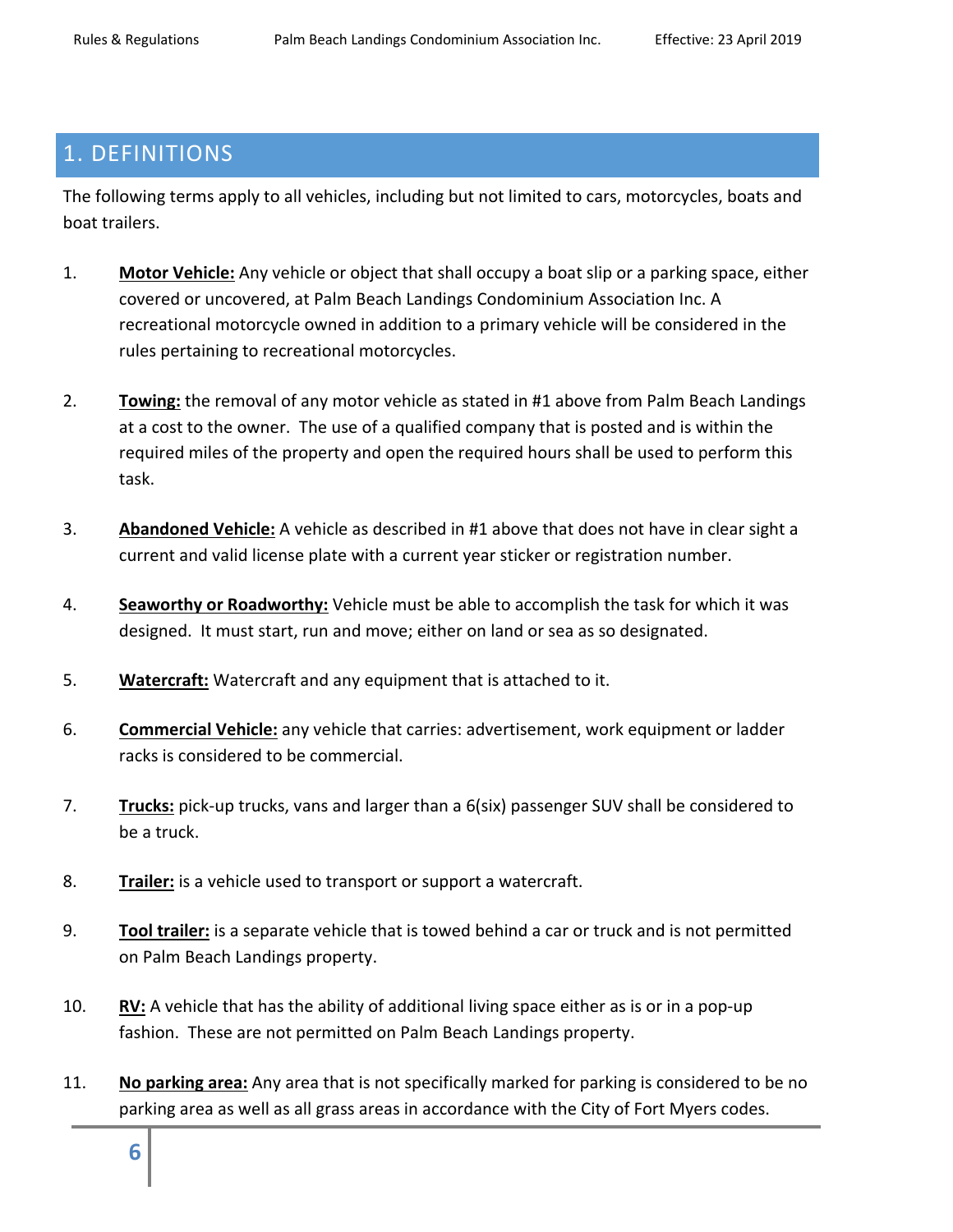## 1. DEFINITIONS

The following terms apply to all vehicles, including but not limited to cars, motorcycles, boats and boat trailers.

1. **Motor Vehicle:** Any vehicle or object that shall occupy a boat slip or a parking space, either covered or uncovered, at Palm Beach Landings Condominium Association Inc. A recreational motorcycle owned in addition to a primary vehicle will be considered in the rules pertaining to recreational motorcycles.

2. **Towing:** the removal of any motor vehicle as stated in #1 above from Palm Beach Landings at a cost to the owner. The use of a qualified company that is posted and is within the required miles of the property and open the required hours shall be used to perform this task.

3. **Abandoned Vehicle:** A vehicle as described in #1 above that does not have in clear sight a current and valid license plate with a current year sticker or registration number.

4. **Seaworthy or Roadworthy:** Vehicle must be able to accomplish the task for which it was designed. It must start, run and move; either on land or sea as so designated.

5. **Watercraft:** Watercraft and any equipment that is attached to it.

6. **Commercial Vehicle:** any vehicle that carries: advertisement, work equipment or ladder racks is considered to be commercial.

7. **Trucks:** pick-up trucks, vans and larger than a 6(six) passenger SUV shall be considered to be a truck.

8. **Trailer:** is a vehicle used to transport or support a watercraft.

9. **Tool trailer:** is a separate vehicle that is towed behind a car or truck and is not permitted on Palm Beach Landings property.

10. **RV:** A vehicle that has the ability of additional living space either as is or in a pop-up fashion. These are not permitted on Palm Beach Landings property.

11. **No parking area:** Any area that is not specifically marked for parking is considered to be no parking area as well as all grass areas in accordance with the City of Fort Myers codes.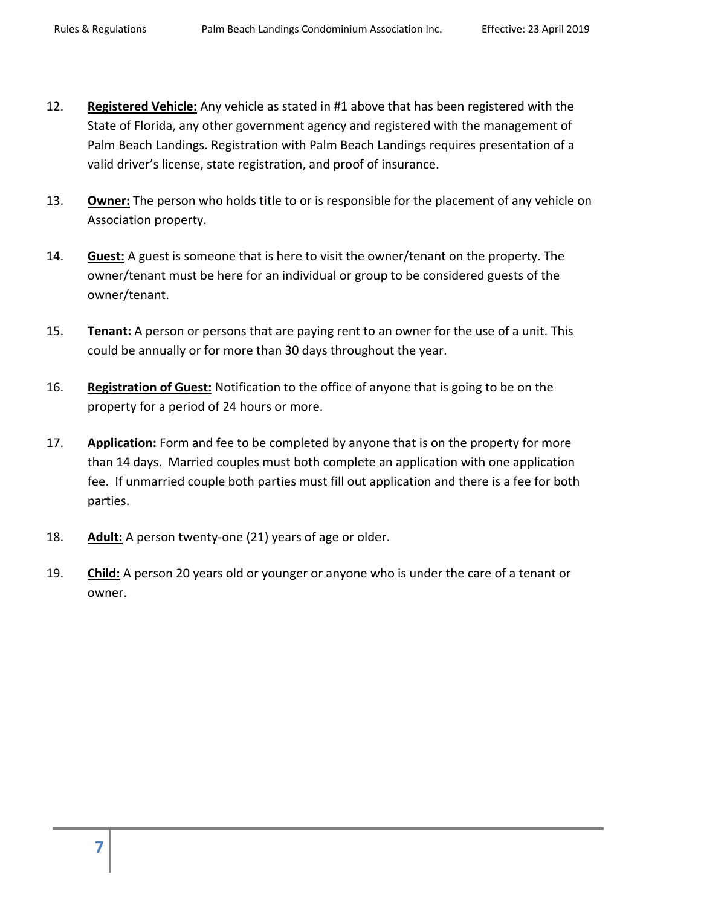12. **Registered Vehicle:** Any vehicle as stated in #1 above that has been registered with the State of Florida, any other government agency and registered with the management of Palm Beach Landings. Registration with Palm Beach Landings requires presentation of a valid driver's license, state registration, and proof of insurance.

13. **Owner:** The person who holds title to or is responsible for the placement of any vehicle on Association property.

14. **Guest:** A guest is someone that is here to visit the owner/tenant on the property. The owner/tenant must be here for an individual or group to be considered guests of the owner/tenant.

15. **Tenant:** A person or persons that are paying rent to an owner for the use of a unit. This could be annually or for more than 30 days throughout the year.

16. **Registration of Guest:** Notification to the office of anyone that is going to be on the property for a period of 24 hours or more.

17. **Application:** Form and fee to be completed by anyone that is on the property for more than 14 days. Married couples must both complete an application with one application fee. If unmarried couple both parties must fill out application and there is a fee for both parties.

18. **Adult:** A person twenty-one (21) years of age or older.

19. **Child:** A person 20 years old or younger or anyone who is under the care of a tenant or owner.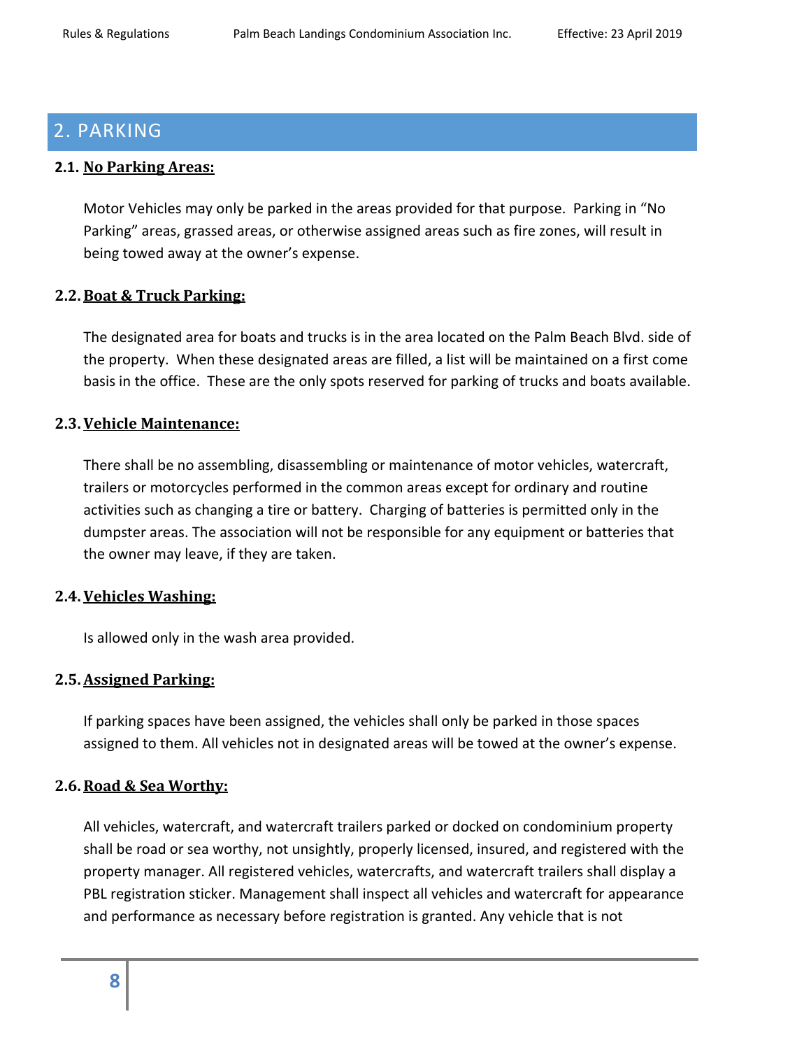## 2. PARKING

### 2.1. <u>No Parking Areas:</u>

Motor Vehicles may only be parked in the areas provided for that purpose. Parking in "No Parking" areas, grassed areas, or otherwise assigned areas such as fire zones, will result in being towed away at the owner's expense.

### 2.2. <u>Boat & Truck Parking:</u>

The designated area for boats and trucks is in the area located on the Palm Beach Blvd. side of the property. When these designated areas are filled, a list will be maintained on a first come basis in the office. These are the only spots reserved for parking of trucks and boats available.

### 2.3. <u>Vehicle Maintenance:</u>

There shall be no assembling, disassembling or maintenance of motor vehicles, watercraft, trailers or motorcycles performed in the common areas except for ordinary and routine activities such as changing a tire or battery. Charging of batteries is permitted only in the dumpster areas. The association will not be responsible for any equipment or batteries that the owner may leave, if they are taken.

### 2.4. <u>Vehicles Washing:</u>

Is allowed only in the wash area provided.

### 2.5. <u>Assigned Parking:</u>

If parking spaces have been assigned, the vehicles shall only be parked in those spaces assigned to them. All vehicles not in designated areas will be towed at the owner's expense.

### 2.6. <u>Road & Sea Worthy:</u>

All vehicles, watercraft, and watercraft trailers parked or docked on condominium property shall be road or sea worthy, not unsightly, properly licensed, insured, and registered with the property manager. All registered vehicles, watercrafts, and watercraft trailers shall display a PBL registration sticker. Management shall inspect all vehicles and watercraft for appearance and performance as necessary before registration is granted. Any vehicle that is not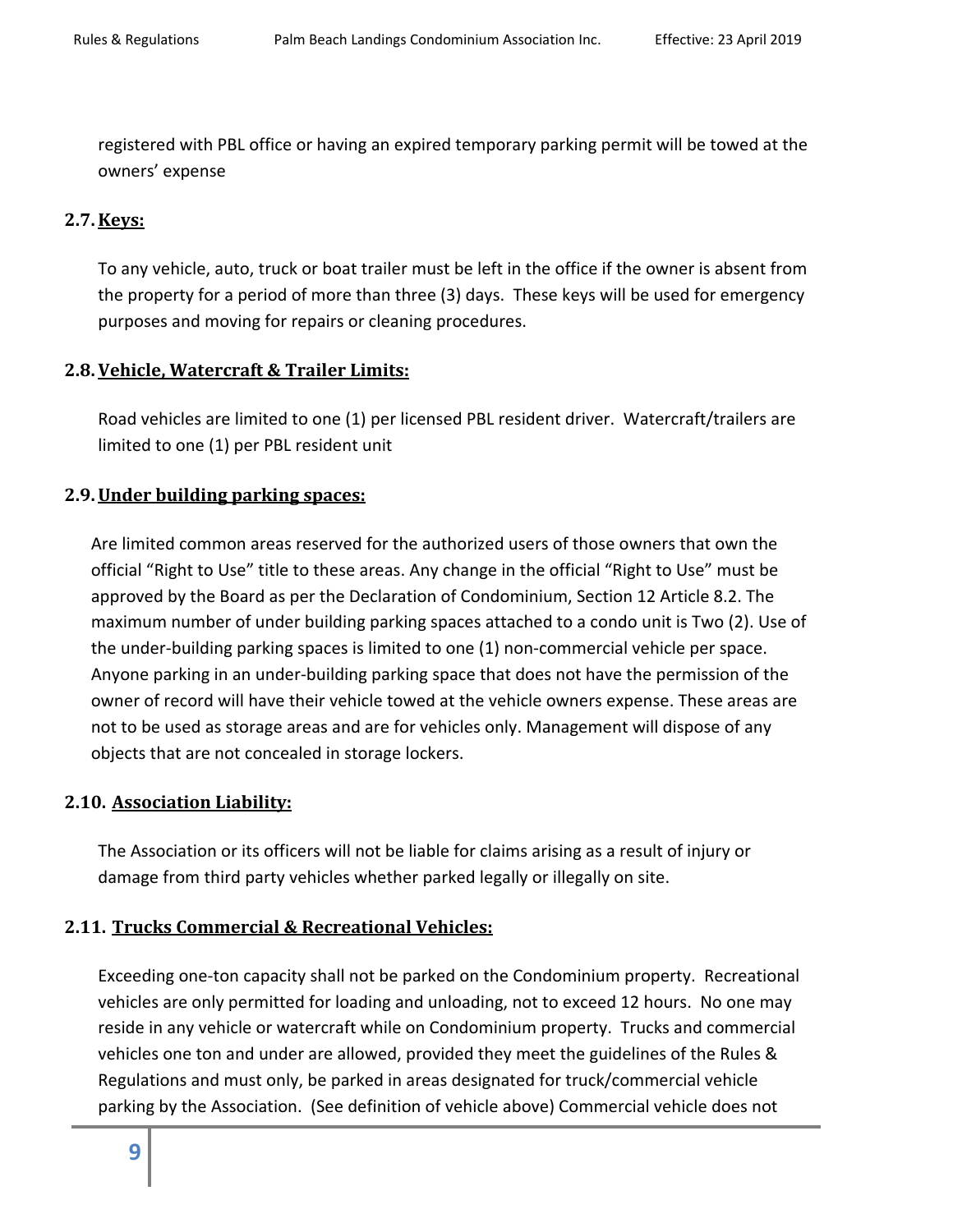registered with PBL office or having an expired temporary parking permit will be towed at the owners' expense

### 2.7. Keys:

To any vehicle, auto, truck or boat trailer must be left in the office if the owner is absent from the property for a period of more than three (3) days. These keys will be used for emergency purposes and moving for repairs or cleaning procedures.

### 2.8. Vehicle, Watercraft & Trailer Limits:

Road vehicles are limited to one (1) per licensed PBL resident driver. Watercraft/trailers are limited to one (1) per PBL resident unit

### 2.9. Under building parking spaces:

Are limited common areas reserved for the authorized users of those owners that own the official "Right to Use" title to these areas. Any change in the official "Right to Use" must be approved by the Board as per the Declaration of Condominium, Section 12 Article 8.2. The maximum number of under building parking spaces attached to a condo unit is Two (2). Use of the under-building parking spaces is limited to one (1) non-commercial vehicle per space. Anyone parking in an under-building parking space that does not have the permission of the owner of record will have their vehicle towed at the vehicle owners expense. These areas are not to be used as storage areas and are for vehicles only. Management will dispose of any objects that are not concealed in storage lockers.

### 2.10. Association Liability:

The Association or its officers will not be liable for claims arising as a result of injury or damage from third party vehicles whether parked legally or illegally on site.

### 2.11. Trucks Commercial & Recreational Vehicles:

Exceeding one-ton capacity shall not be parked on the Condominium property. Recreational vehicles are only permitted for loading and unloading, not to exceed 12 hours. No one may reside in any vehicle or watercraft while on Condominium property. Trucks and commercial vehicles one ton and under are allowed, provided they meet the guidelines of the Rules & Regulations and must only, be parked in areas designated for truck/commercial vehicle parking by the Association. (See definition of vehicle above) Commercial vehicle does not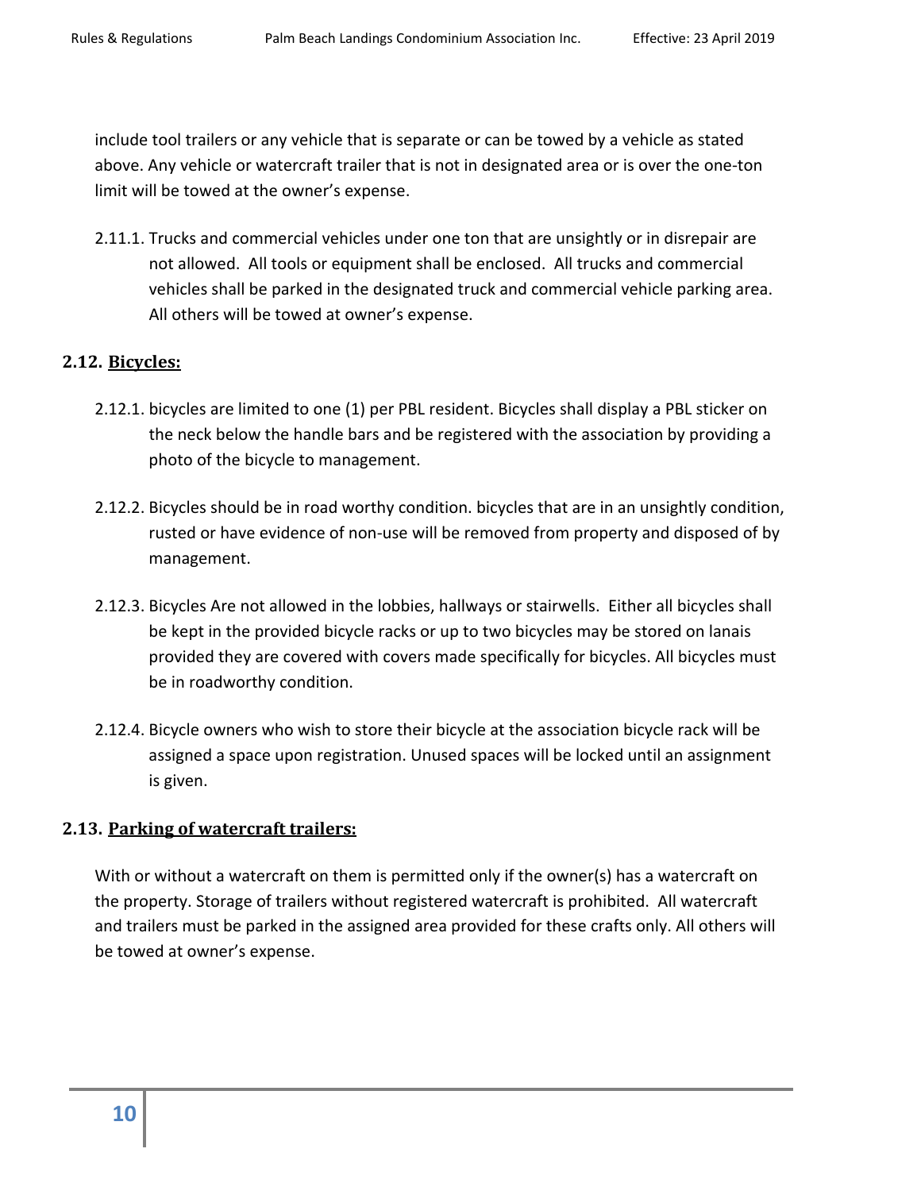include tool trailers or any vehicle that is separate or can be towed by a vehicle as stated above. Any vehicle or watercraft trailer that is not in designated area or is over the one-ton limit will be towed at the owner's expense.

2.11.1. Trucks and commercial vehicles under one ton that are unsightly or in disrepair are not allowed. All tools or equipment shall be enclosed. All trucks and commercial vehicles shall be parked in the designated truck and commercial vehicle parking area. All others will be towed at owner's expense.

## 2.12. Bicycles:

2.12.1. bicycles are limited to one (1) per PBL resident. Bicycles shall display a PBL sticker on the neck below the handle bars and be registered with the association by providing a photo of the bicycle to management.

2.12.2. Bicycles should be in road worthy condition. bicycles that are in an unsightly condition, rusted or have evidence of non-use will be removed from property and disposed of by management.

2.12.3. Bicycles Are not allowed in the lobbies, hallways or stairwells. Either all bicycles shall be kept in the provided bicycle racks or up to two bicycles may be stored on lanais provided they are covered with covers made specifically for bicycles. All bicycles must be in roadworthy condition.

2.12.4. Bicycle owners who wish to store their bicycle at the association bicycle rack will be assigned a space upon registration. Unused spaces will be locked until an assignment is given.

## 2.13. Parking of watercraft trailers:

With or without a watercraft on them is permitted only if the owner(s) has a watercraft on the property. Storage of trailers without registered watercraft is prohibited. All watercraft and trailers must be parked in the assigned area provided for these crafts only. All others will be towed at owner's expense.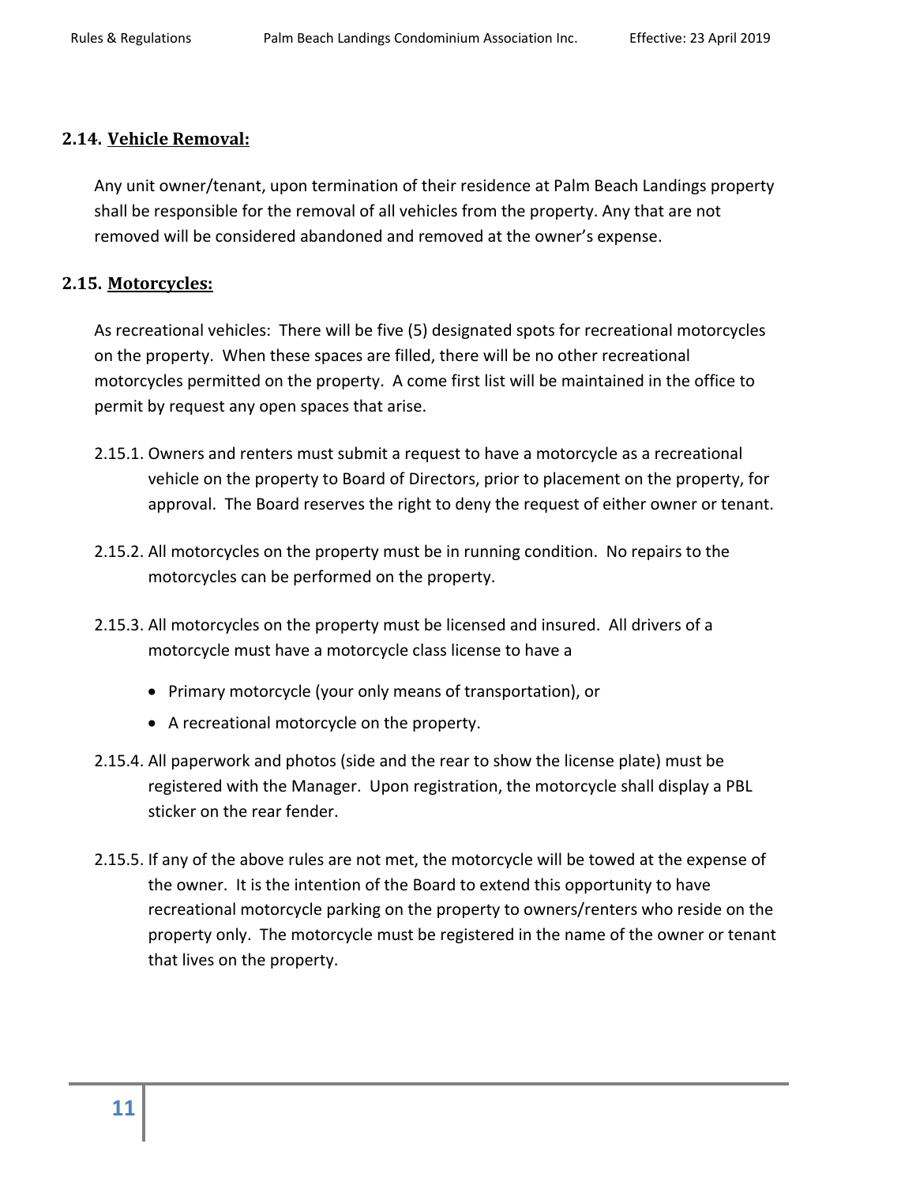### 2.14. <u>Vehicle Removal:</u>

Any unit owner/tenant, upon termination of their residence at Palm Beach Landings property shall be responsible for the removal of all vehicles from the property. Any that are not removed will be considered abandoned and removed at the owner's expense.

### 2.15. <u>Motorcycles:</u>

As recreational vehicles: There will be five (5) designated spots for recreational motorcycles on the property. When these spaces are filled, there will be no other recreational motorcycles permitted on the property. A come first list will be maintained in the office to permit by request any open spaces that arise.

2.15.1. Owners and renters must submit a request to have a motorcycle as a recreational vehicle on the property to Board of Directors, prior to placement on the property, for approval. The Board reserves the right to deny the request of either owner or tenant.

2.15.2. All motorcycles on the property must be in running condition. No repairs to the motorcycles can be performed on the property.

2.15.3. All motorcycles on the property must be licensed and insured. All drivers of a motorcycle must have a motorcycle class license to have a

- Primary motorcycle (your only means of transportation), or
- A recreational motorcycle on the property.

2.15.4. All paperwork and photos (side and the rear to show the license plate) must be registered with the Manager. Upon registration, the motorcycle shall display a PBL sticker on the rear fender.

2.15.5. If any of the above rules are not met, the motorcycle will be towed at the expense of the owner. It is the intention of the Board to extend this opportunity to have recreational motorcycle parking on the property to owners/renters who reside on the property only. The motorcycle must be registered in the name of the owner or tenant that lives on the property.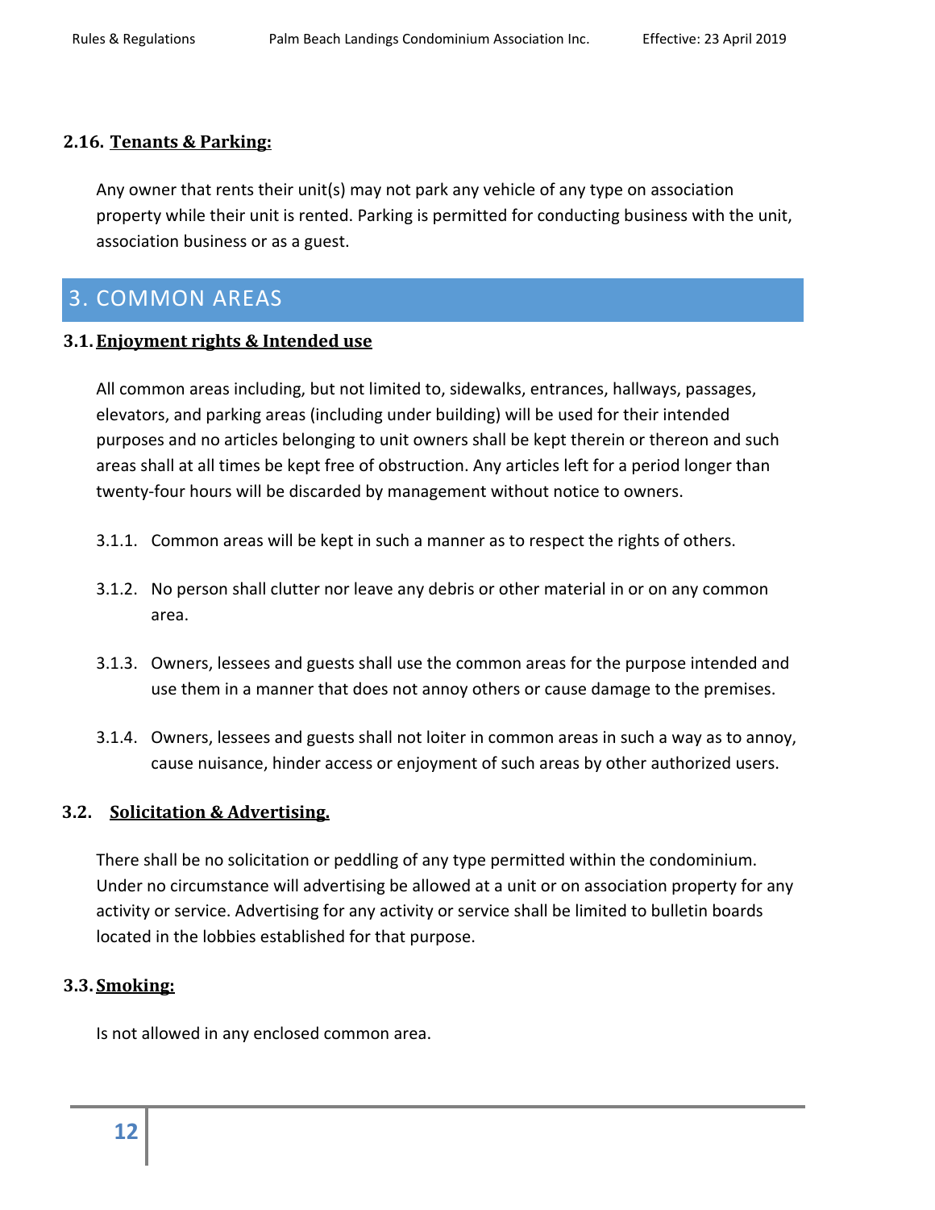### 2.16. Tenants & Parking:

Any owner that rents their unit(s) may not park any vehicle of any type on association property while their unit is rented. Parking is permitted for conducting business with the unit, association business or as a guest.

## 3. COMMON AREAS

### 3.1. Enjoyment rights & Intended use

All common areas including, but not limited to, sidewalks, entrances, hallways, passages, elevators, and parking areas (including under building) will be used for their intended purposes and no articles belonging to unit owners shall be kept therein or thereon and such areas shall at all times be kept free of obstruction. Any articles left for a period longer than twenty-four hours will be discarded by management without notice to owners.

3.1.1. Common areas will be kept in such a manner as to respect the rights of others.

3.1.2. No person shall clutter nor leave any debris or other material in or on any common area.

3.1.3. Owners, lessees and guests shall use the common areas for the purpose intended and use them in a manner that does not annoy others or cause damage to the premises.

3.1.4. Owners, lessees and guests shall not loiter in common areas in such a way as to annoy, cause nuisance, hinder access or enjoyment of such areas by other authorized users.

### 3.2. Solicitation & Advertising.

There shall be no solicitation or peddling of any type permitted within the condominium. Under no circumstance will advertising be allowed at a unit or on association property for any activity or service. Advertising for any activity or service shall be limited to bulletin boards located in the lobbies established for that purpose.

### 3.3. Smoking:

Is not allowed in any enclosed common area.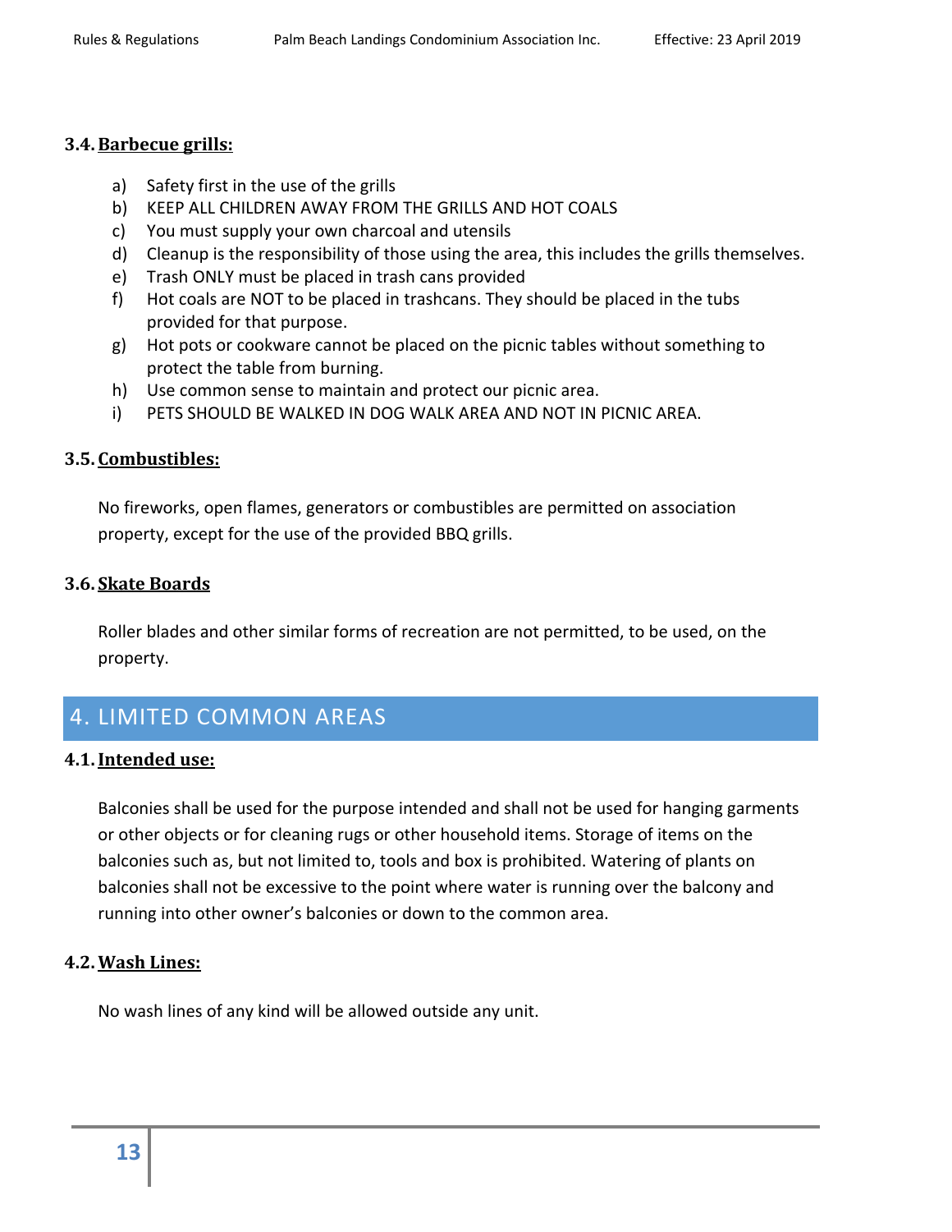### 3.4. Barbecue grills:

a) Safety first in the use of the grills
b) KEEP ALL CHILDREN AWAY FROM THE GRILLS AND HOT COALS
c) You must supply your own charcoal and utensils
d) Cleanup is the responsibility of those using the area, this includes the grills themselves.
e) Trash ONLY must be placed in trash cans provided
f) Hot coals are NOT to be placed in trashcans. They should be placed in the tubs provided for that purpose.
g) Hot pots or cookware cannot be placed on the picnic tables without something to protect the table from burning.
h) Use common sense to maintain and protect our picnic area.
i) PETS SHOULD BE WALKED IN DOG WALK AREA AND NOT IN PICNIC AREA.

### 3.5. Combustibles:

No fireworks, open flames, generators or combustibles are permitted on association property, except for the use of the provided BBQ grills.

### 3.6. Skate Boards

Roller blades and other similar forms of recreation are not permitted, to be used, on the property.

## 4. LIMITED COMMON AREAS

### 4.1. Intended use:

Balconies shall be used for the purpose intended and shall not be used for hanging garments or other objects or for cleaning rugs or other household items. Storage of items on the balconies such as, but not limited to, tools and box is prohibited. Watering of plants on balconies shall not be excessive to the point where water is running over the balcony and running into other owner's balconies or down to the common area.

### 4.2. Wash Lines:

No wash lines of any kind will be allowed outside any unit.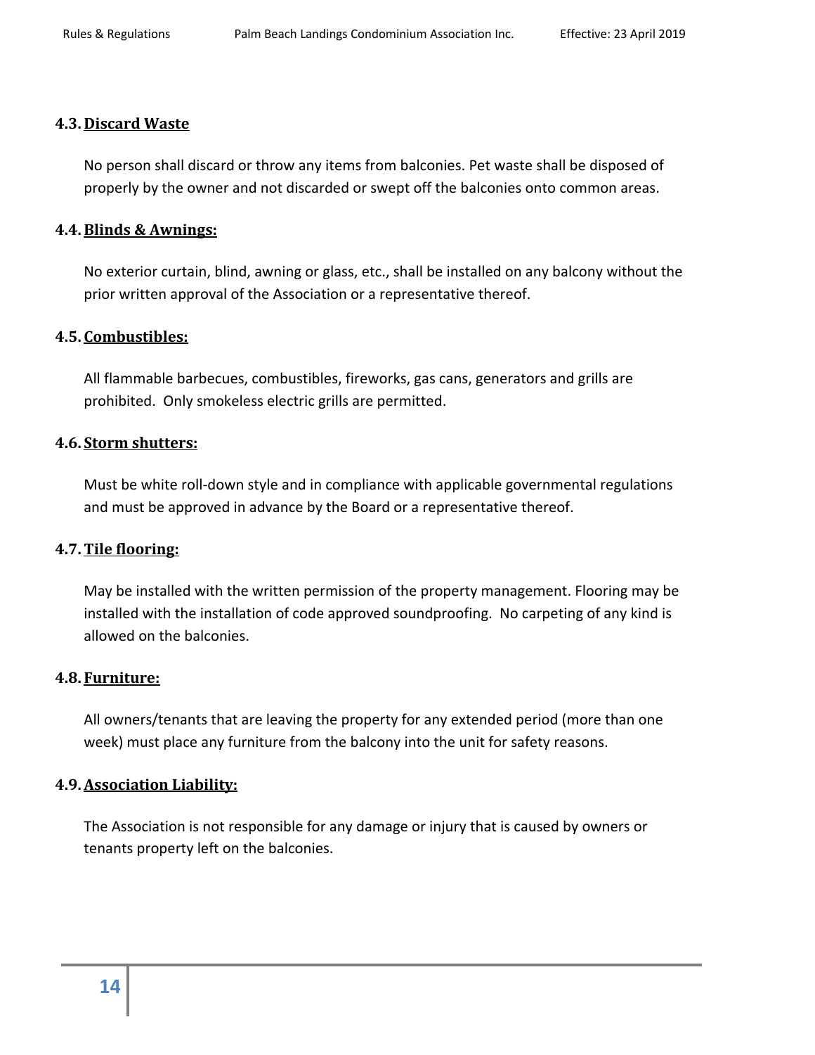### 4.3. Discard Waste

No person shall discard or throw any items from balconies. Pet waste shall be disposed of properly by the owner and not discarded or swept off the balconies onto common areas.

### 4.4. Blinds & Awnings:

No exterior curtain, blind, awning or glass, etc., shall be installed on any balcony without the prior written approval of the Association or a representative thereof.

### 4.5. Combustibles:

All flammable barbecues, combustibles, fireworks, gas cans, generators and grills are prohibited. Only smokeless electric grills are permitted.

### 4.6. Storm shutters:

Must be white roll-down style and in compliance with applicable governmental regulations and must be approved in advance by the Board or a representative thereof.

### 4.7. Tile flooring:

May be installed with the written permission of the property management. Flooring may be installed with the installation of code approved soundproofing. No carpeting of any kind is allowed on the balconies.

### 4.8. Furniture:

All owners/tenants that are leaving the property for any extended period (more than one week) must place any furniture from the balcony into the unit for safety reasons.

### 4.9. Association Liability:

The Association is not responsible for any damage or injury that is caused by owners or tenants property left on the balconies.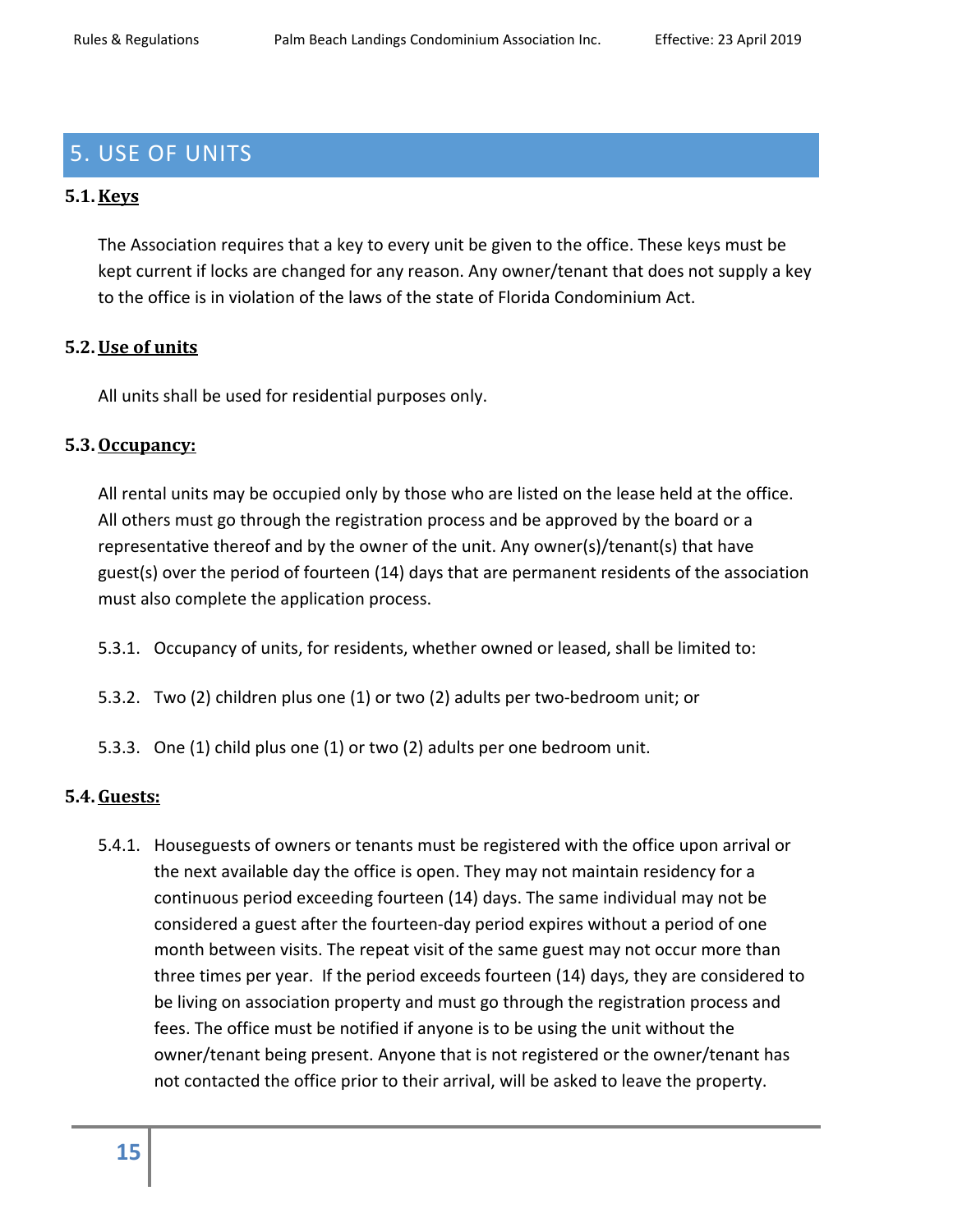# 5. USE OF UNITS

### 5.1. Keys

The Association requires that a key to every unit be given to the office. These keys must be kept current if locks are changed for any reason. Any owner/tenant that does not supply a key to the office is in violation of the laws of the state of Florida Condominium Act.

### 5.2. Use of units

All units shall be used for residential purposes only.

### 5.3. Occupancy:

All rental units may be occupied only by those who are listed on the lease held at the office. All others must go through the registration process and be approved by the board or a representative thereof and by the owner of the unit. Any owner(s)/tenant(s) that have guest(s) over the period of fourteen (14) days that are permanent residents of the association must also complete the application process.

5.3.1. Occupancy of units, for residents, whether owned or leased, shall be limited to:

5.3.2. Two (2) children plus one (1) or two (2) adults per two-bedroom unit; or

5.3.3. One (1) child plus one (1) or two (2) adults per one bedroom unit.

### 5.4. Guests:

5.4.1. Houseguests of owners or tenants must be registered with the office upon arrival or the next available day the office is open. They may not maintain residency for a continuous period exceeding fourteen (14) days. The same individual may not be considered a guest after the fourteen-day period expires without a period of one month between visits. The repeat visit of the same guest may not occur more than three times per year. If the period exceeds fourteen (14) days, they are considered to be living on association property and must go through the registration process and fees. The office must be notified if anyone is to be using the unit without the owner/tenant being present. Anyone that is not registered or the owner/tenant has not contacted the office prior to their arrival, will be asked to leave the property.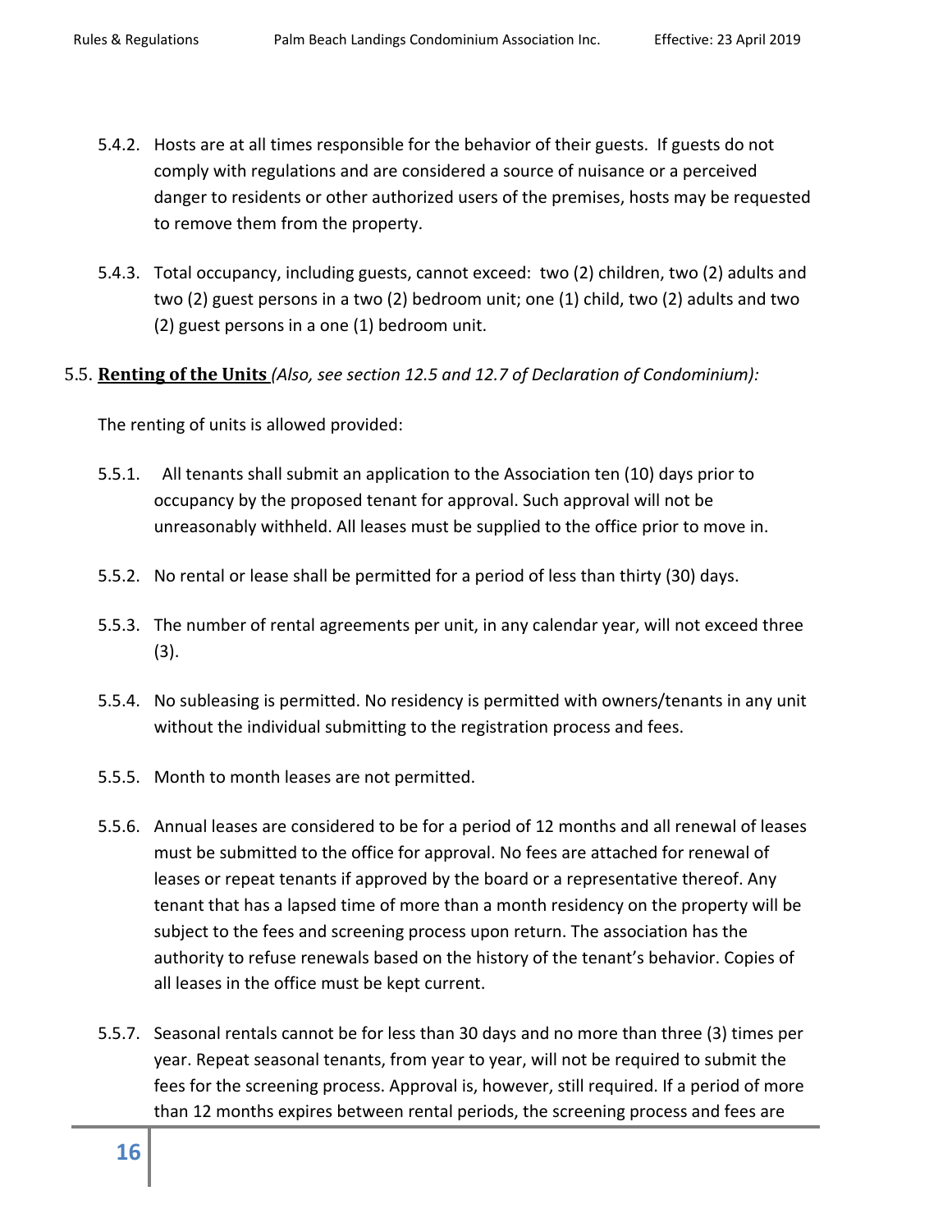5.4.2. Hosts are at all times responsible for the behavior of their guests. If guests do not comply with regulations and are considered a source of nuisance or a perceived danger to residents or other authorized users of the premises, hosts may be requested to remove them from the property.

5.4.3. Total occupancy, including guests, cannot exceed: two (2) children, two (2) adults and two (2) guest persons in a two (2) bedroom unit; one (1) child, two (2) adults and two (2) guest persons in a one (1) bedroom unit.

5.5. **Renting of the Units** *(Also, see section 12.5 and 12.7 of Declaration of Condominium):*

The renting of units is allowed provided:

5.5.1. All tenants shall submit an application to the Association ten (10) days prior to occupancy by the proposed tenant for approval. Such approval will not be unreasonably withheld. All leases must be supplied to the office prior to move in.

5.5.2. No rental or lease shall be permitted for a period of less than thirty (30) days.

5.5.3. The number of rental agreements per unit, in any calendar year, will not exceed three (3).

5.5.4. No subleasing is permitted. No residency is permitted with owners/tenants in any unit without the individual submitting to the registration process and fees.

5.5.5. Month to month leases are not permitted.

5.5.6. Annual leases are considered to be for a period of 12 months and all renewal of leases must be submitted to the office for approval. No fees are attached for renewal of leases or repeat tenants if approved by the board or a representative thereof. Any tenant that has a lapsed time of more than a month residency on the property will be subject to the fees and screening process upon return. The association has the authority to refuse renewals based on the history of the tenant's behavior. Copies of all leases in the office must be kept current.

5.5.7. Seasonal rentals cannot be for less than 30 days and no more than three (3) times per year. Repeat seasonal tenants, from year to year, will not be required to submit the fees for the screening process. Approval is, however, still required. If a period of more than 12 months expires between rental periods, the screening process and fees are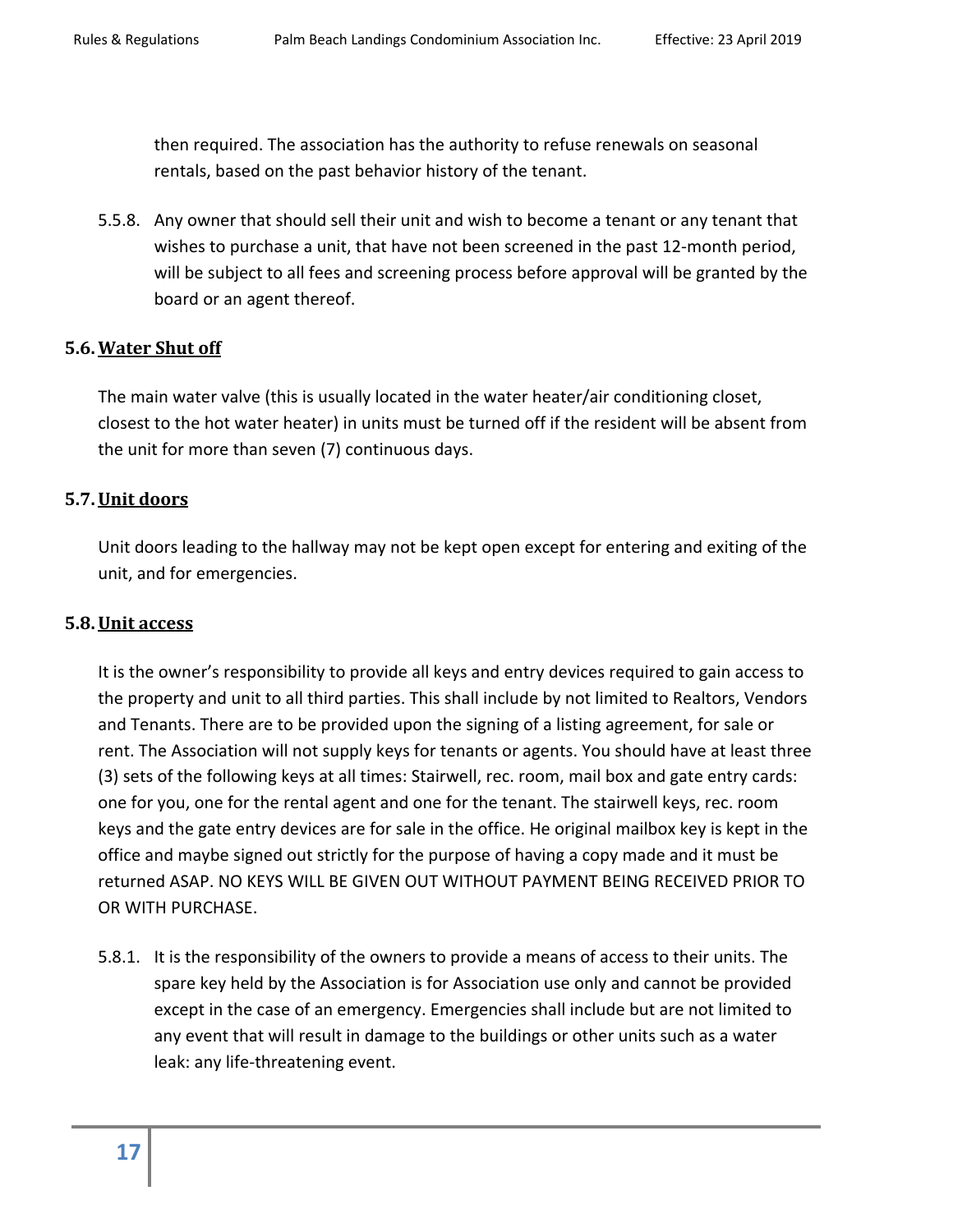then required. The association has the authority to refuse renewals on seasonal rentals, based on the past behavior history of the tenant.

5.5.8. Any owner that should sell their unit and wish to become a tenant or any tenant that wishes to purchase a unit, that have not been screened in the past 12-month period, will be subject to all fees and screening process before approval will be granted by the board or an agent thereof.

## 5.6. Water Shut off

The main water valve (this is usually located in the water heater/air conditioning closet, closest to the hot water heater) in units must be turned off if the resident will be absent from the unit for more than seven (7) continuous days.

## 5.7. Unit doors

Unit doors leading to the hallway may not be kept open except for entering and exiting of the unit, and for emergencies.

## 5.8. Unit access

It is the owner's responsibility to provide all keys and entry devices required to gain access to the property and unit to all third parties. This shall include by not limited to Realtors, Vendors and Tenants. There are to be provided upon the signing of a listing agreement, for sale or rent. The Association will not supply keys for tenants or agents. You should have at least three (3) sets of the following keys at all times: Stairwell, rec. room, mail box and gate entry cards: one for you, one for the rental agent and one for the tenant. The stairwell keys, rec. room keys and the gate entry devices are for sale in the office. He original mailbox key is kept in the office and maybe signed out strictly for the purpose of having a copy made and it must be returned ASAP. NO KEYS WILL BE GIVEN OUT WITHOUT PAYMENT BEING RECEIVED PRIOR TO OR WITH PURCHASE.

5.8.1. It is the responsibility of the owners to provide a means of access to their units. The spare key held by the Association is for Association use only and cannot be provided except in the case of an emergency. Emergencies shall include but are not limited to any event that will result in damage to the buildings or other units such as a water leak: any life-threatening event.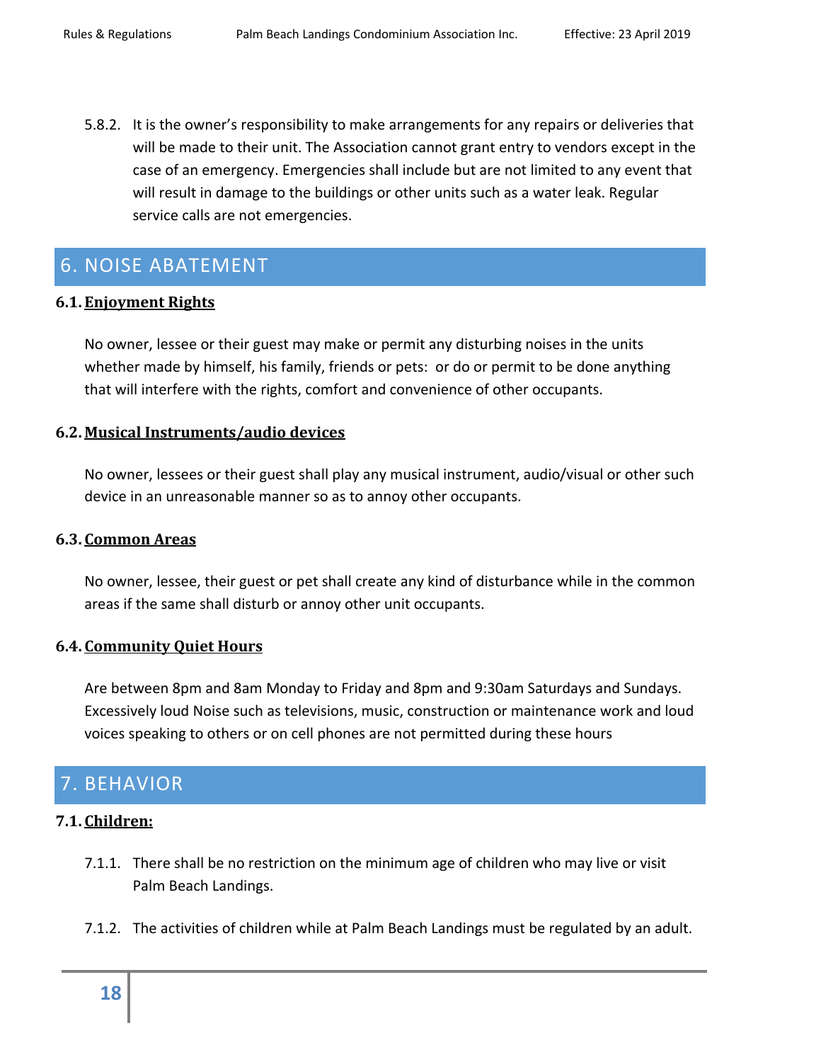5.8.2. It is the owner's responsibility to make arrangements for any repairs or deliveries that will be made to their unit. The Association cannot grant entry to vendors except in the case of an emergency. Emergencies shall include but are not limited to any event that will result in damage to the buildings or other units such as a water leak. Regular service calls are not emergencies.

## 6. NOISE ABATEMENT

### 6.1. Enjoyment Rights

No owner, lessee or their guest may make or permit any disturbing noises in the units whether made by himself, his family, friends or pets: or do or permit to be done anything that will interfere with the rights, comfort and convenience of other occupants.

### 6.2. Musical Instruments/audio devices

No owner, lessees or their guest shall play any musical instrument, audio/visual or other such device in an unreasonable manner so as to annoy other occupants.

### 6.3. Common Areas

No owner, lessee, their guest or pet shall create any kind of disturbance while in the common areas if the same shall disturb or annoy other unit occupants.

### 6.4. Community Quiet Hours

Are between 8pm and 8am Monday to Friday and 8pm and 9:30am Saturdays and Sundays. Excessively loud Noise such as televisions, music, construction or maintenance work and loud voices speaking to others or on cell phones are not permitted during these hours

## 7. BEHAVIOR

### 7.1. Children:

7.1.1. There shall be no restriction on the minimum age of children who may live or visit Palm Beach Landings.

7.1.2. The activities of children while at Palm Beach Landings must be regulated by an adult.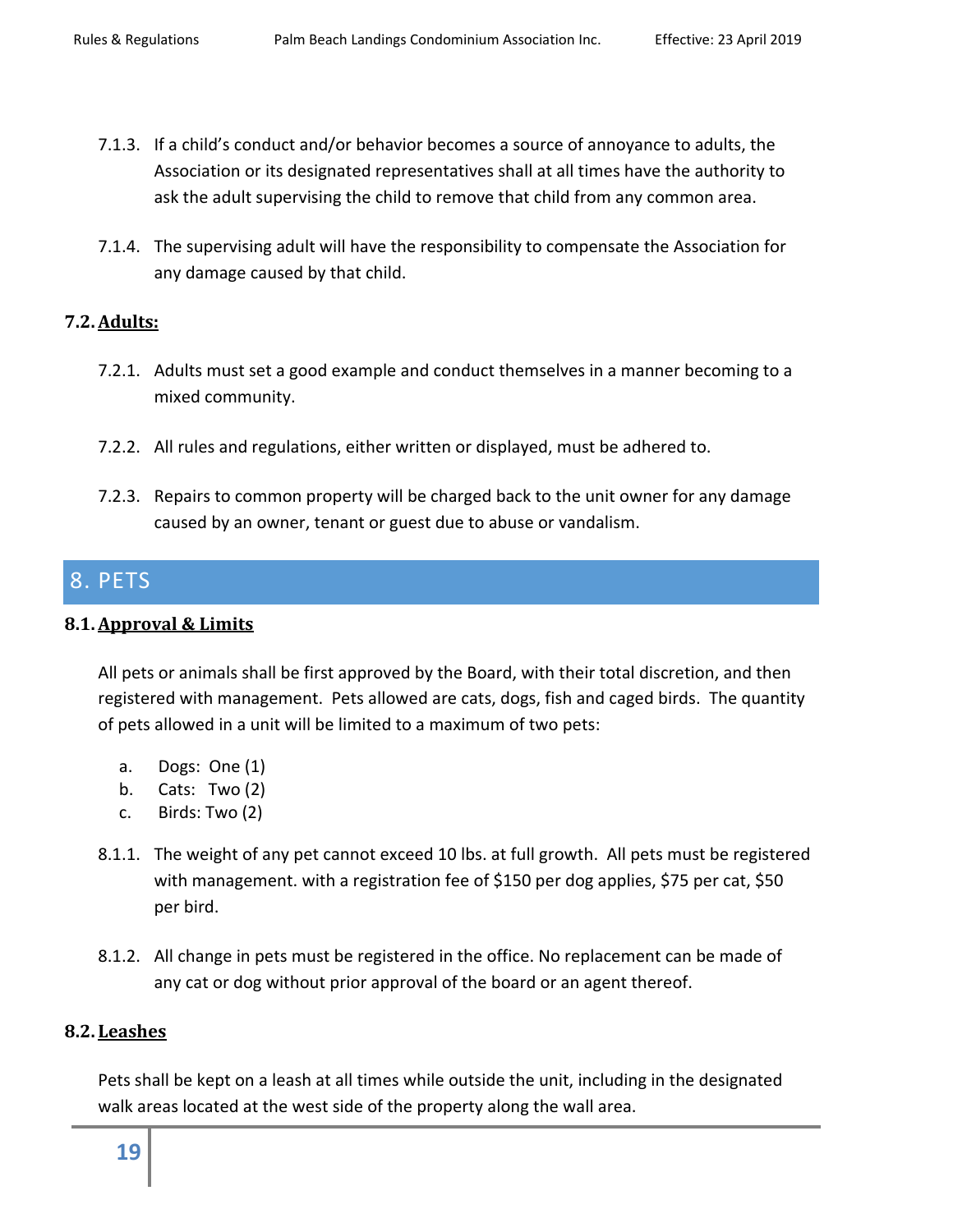7.1.3. If a child's conduct and/or behavior becomes a source of annoyance to adults, the Association or its designated representatives shall at all times have the authority to ask the adult supervising the child to remove that child from any common area.

7.1.4. The supervising adult will have the responsibility to compensate the Association for any damage caused by that child.

### 7.2. Adults:

7.2.1. Adults must set a good example and conduct themselves in a manner becoming to a mixed community.

7.2.2. All rules and regulations, either written or displayed, must be adhered to.

7.2.3. Repairs to common property will be charged back to the unit owner for any damage caused by an owner, tenant or guest due to abuse or vandalism.

## 8. PETS

### 8.1. Approval & Limits

All pets or animals shall be first approved by the Board, with their total discretion, and then registered with management. Pets allowed are cats, dogs, fish and caged birds. The quantity of pets allowed in a unit will be limited to a maximum of two pets:

a. Dogs: One (1)
b. Cats: Two (2)
c. Birds: Two (2)

8.1.1. The weight of any pet cannot exceed 10 lbs. at full growth. All pets must be registered with management. with a registration fee of $150 per dog applies, $75 per cat, $50 per bird.

8.1.2. All change in pets must be registered in the office. No replacement can be made of any cat or dog without prior approval of the board or an agent thereof.

### 8.2. Leashes

Pets shall be kept on a leash at all times while outside the unit, including in the designated walk areas located at the west side of the property along the wall area.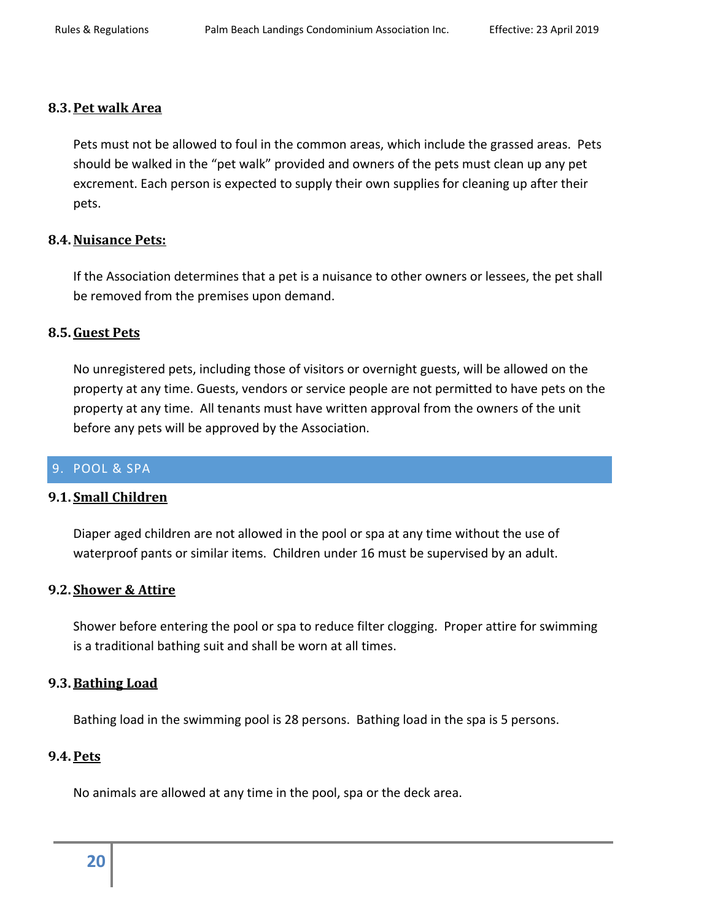### 8.3. Pet walk Area

Pets must not be allowed to foul in the common areas, which include the grassed areas. Pets should be walked in the “pet walk” provided and owners of the pets must clean up any pet excrement. Each person is expected to supply their own supplies for cleaning up after their pets.

### 8.4. Nuisance Pets:

If the Association determines that a pet is a nuisance to other owners or lessees, the pet shall be removed from the premises upon demand.

### 8.5. Guest Pets

No unregistered pets, including those of visitors or overnight guests, will be allowed on the property at any time. Guests, vendors or service people are not permitted to have pets on the property at any time. All tenants must have written approval from the owners of the unit before any pets will be approved by the Association.

## 9. POOL & SPA

### 9.1. Small Children

Diaper aged children are not allowed in the pool or spa at any time without the use of waterproof pants or similar items. Children under 16 must be supervised by an adult.

### 9.2. Shower & Attire

Shower before entering the pool or spa to reduce filter clogging. Proper attire for swimming is a traditional bathing suit and shall be worn at all times.

### 9.3. Bathing Load

Bathing load in the swimming pool is 28 persons. Bathing load in the spa is 5 persons.

### 9.4. Pets

No animals are allowed at any time in the pool, spa or the deck area.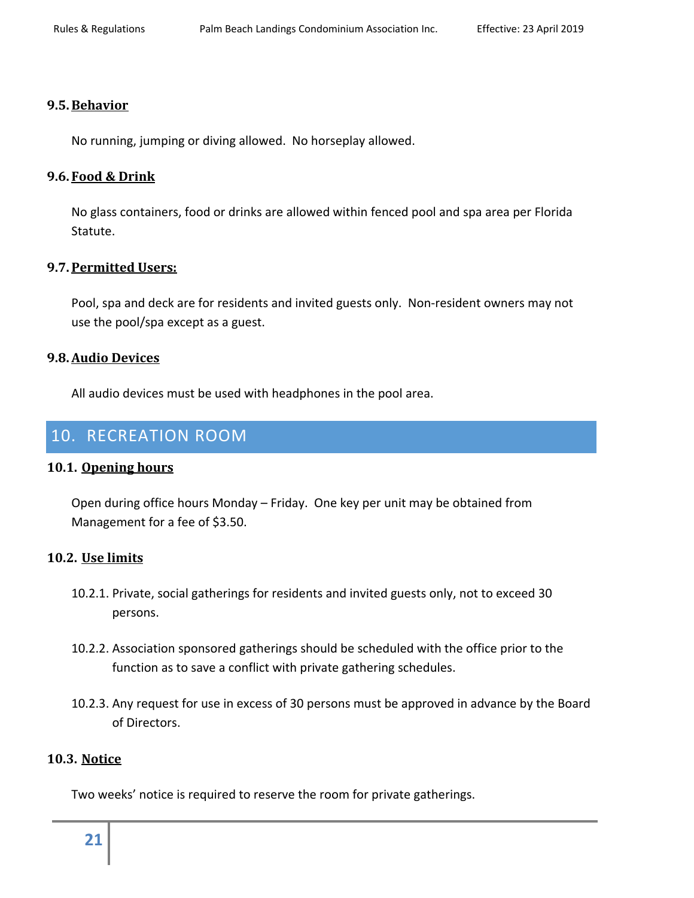### 9.5. Behavior

No running, jumping or diving allowed. No horseplay allowed.

### 9.6. Food & Drink

No glass containers, food or drinks are allowed within fenced pool and spa area per Florida Statute.

### 9.7. Permitted Users:

Pool, spa and deck are for residents and invited guests only. Non-resident owners may not use the pool/spa except as a guest.

### 9.8. Audio Devices

All audio devices must be used with headphones in the pool area.

## 10. RECREATION ROOM

### 10.1. Opening hours

Open during office hours Monday – Friday. One key per unit may be obtained from Management for a fee of $3.50.

### 10.2. Use limits

10.2.1. Private, social gatherings for residents and invited guests only, not to exceed 30 persons.

10.2.2. Association sponsored gatherings should be scheduled with the office prior to the function as to save a conflict with private gathering schedules.

10.2.3. Any request for use in excess of 30 persons must be approved in advance by the Board of Directors.

### 10.3. Notice

Two weeks' notice is required to reserve the room for private gatherings.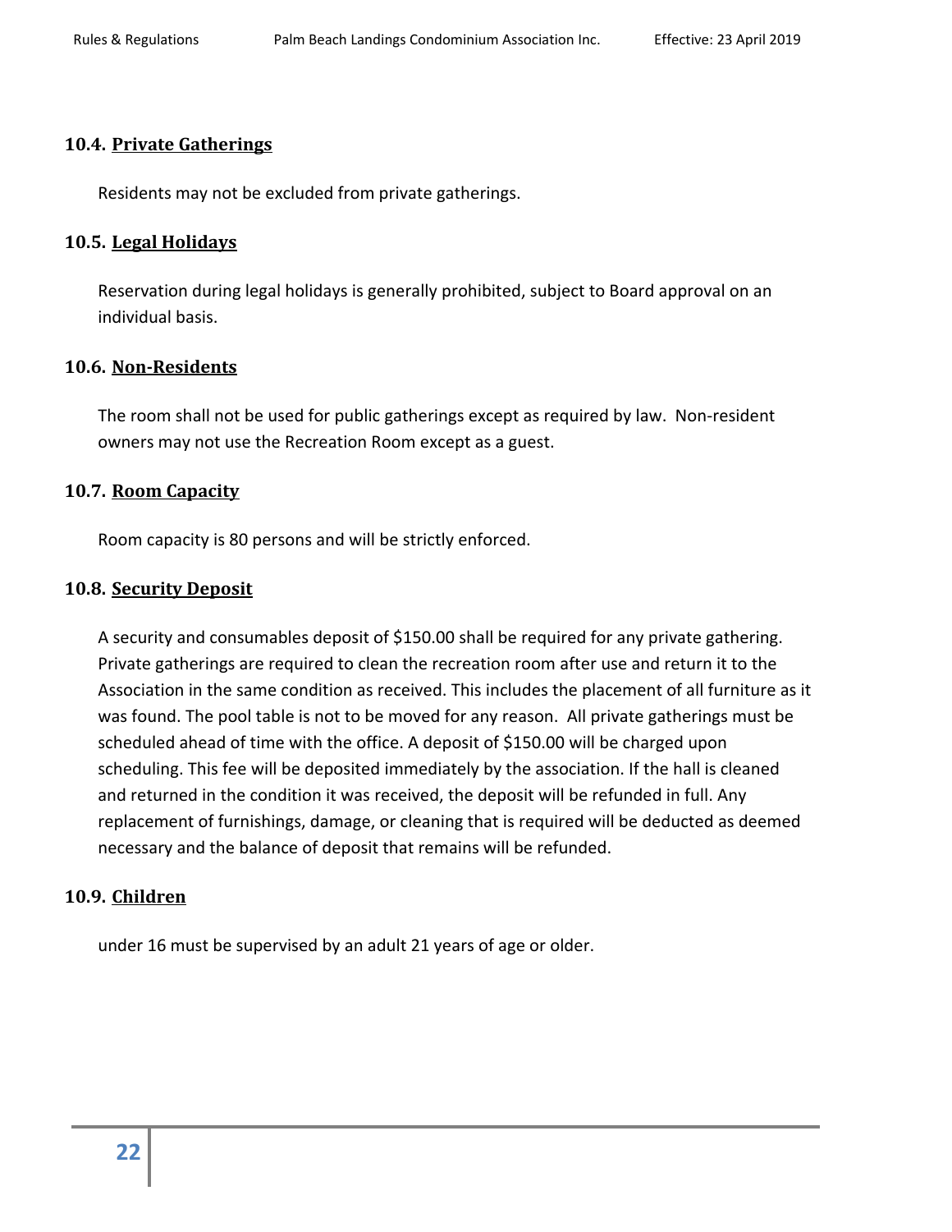### 10.4. Private Gatherings

Residents may not be excluded from private gatherings.

### 10.5. Legal Holidays

Reservation during legal holidays is generally prohibited, subject to Board approval on an individual basis.

### 10.6. Non-Residents

The room shall not be used for public gatherings except as required by law. Non-resident owners may not use the Recreation Room except as a guest.

### 10.7. Room Capacity

Room capacity is 80 persons and will be strictly enforced.

### 10.8. Security Deposit

A security and consumables deposit of $150.00 shall be required for any private gathering. Private gatherings are required to clean the recreation room after use and return it to the Association in the same condition as received. This includes the placement of all furniture as it was found. The pool table is not to be moved for any reason. All private gatherings must be scheduled ahead of time with the office. A deposit of $150.00 will be charged upon scheduling. This fee will be deposited immediately by the association. If the hall is cleaned and returned in the condition it was received, the deposit will be refunded in full. Any replacement of furnishings, damage, or cleaning that is required will be deducted as deemed necessary and the balance of deposit that remains will be refunded.

### 10.9. Children

under 16 must be supervised by an adult 21 years of age or older.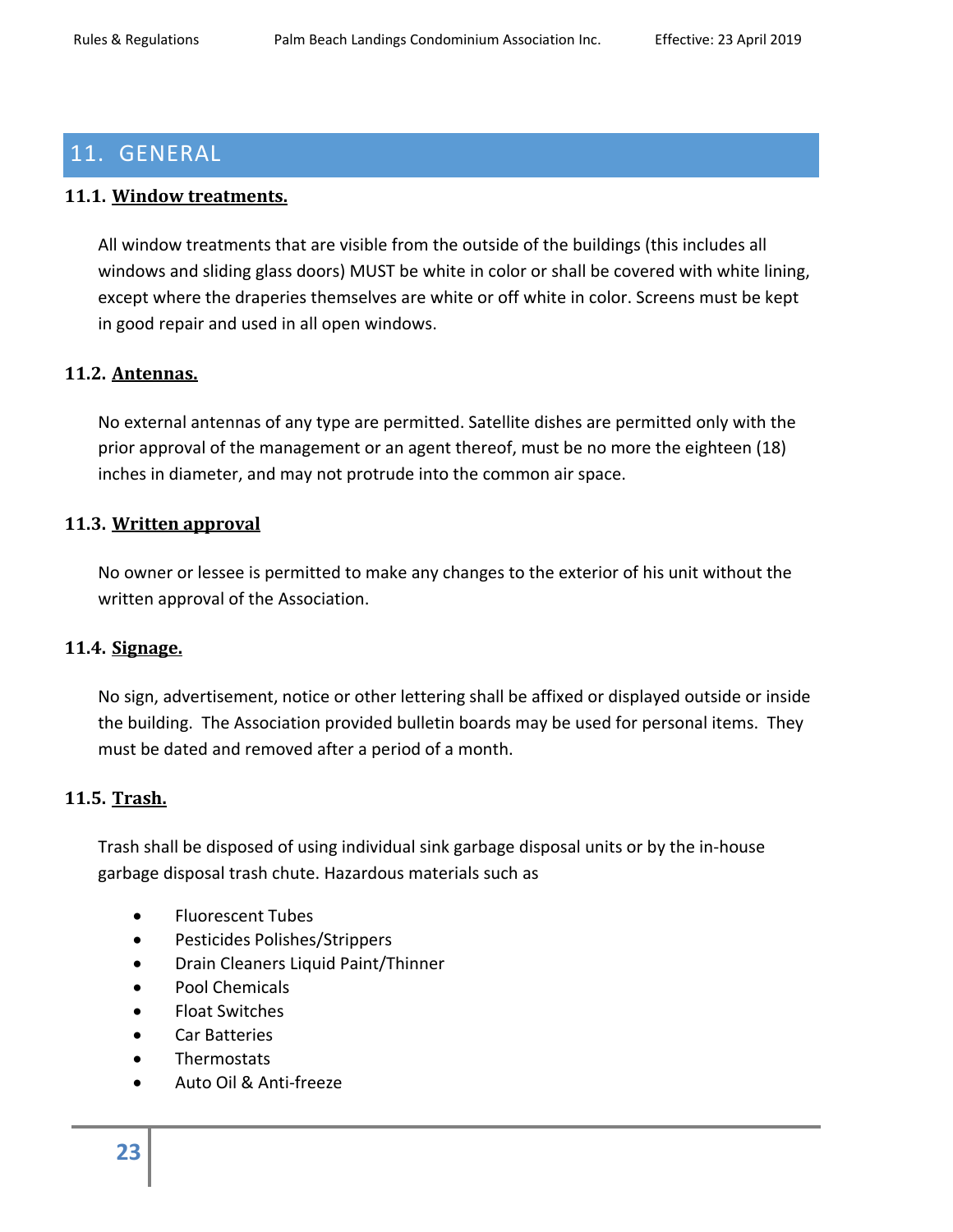## 11. GENERAL

### 11.1. Window treatments.

All window treatments that are visible from the outside of the buildings (this includes all windows and sliding glass doors) MUST be white in color or shall be covered with white lining, except where the draperies themselves are white or off white in color. Screens must be kept in good repair and used in all open windows.

### 11.2. Antennas.

No external antennas of any type are permitted. Satellite dishes are permitted only with the prior approval of the management or an agent thereof, must be no more the eighteen (18) inches in diameter, and may not protrude into the common air space.

### 11.3. Written approval

No owner or lessee is permitted to make any changes to the exterior of his unit without the written approval of the Association.

### 11.4. Signage.

No sign, advertisement, notice or other lettering shall be affixed or displayed outside or inside the building. The Association provided bulletin boards may be used for personal items. They must be dated and removed after a period of a month.

### 11.5. Trash.

Trash shall be disposed of using individual sink garbage disposal units or by the in-house garbage disposal trash chute. Hazardous materials such as

- Fluorescent Tubes
- Pesticides Polishes/Strippers
- Drain Cleaners Liquid Paint/Thinner
- Pool Chemicals
- Float Switches
- Car Batteries
- Thermostats
- Auto Oil & Anti-freeze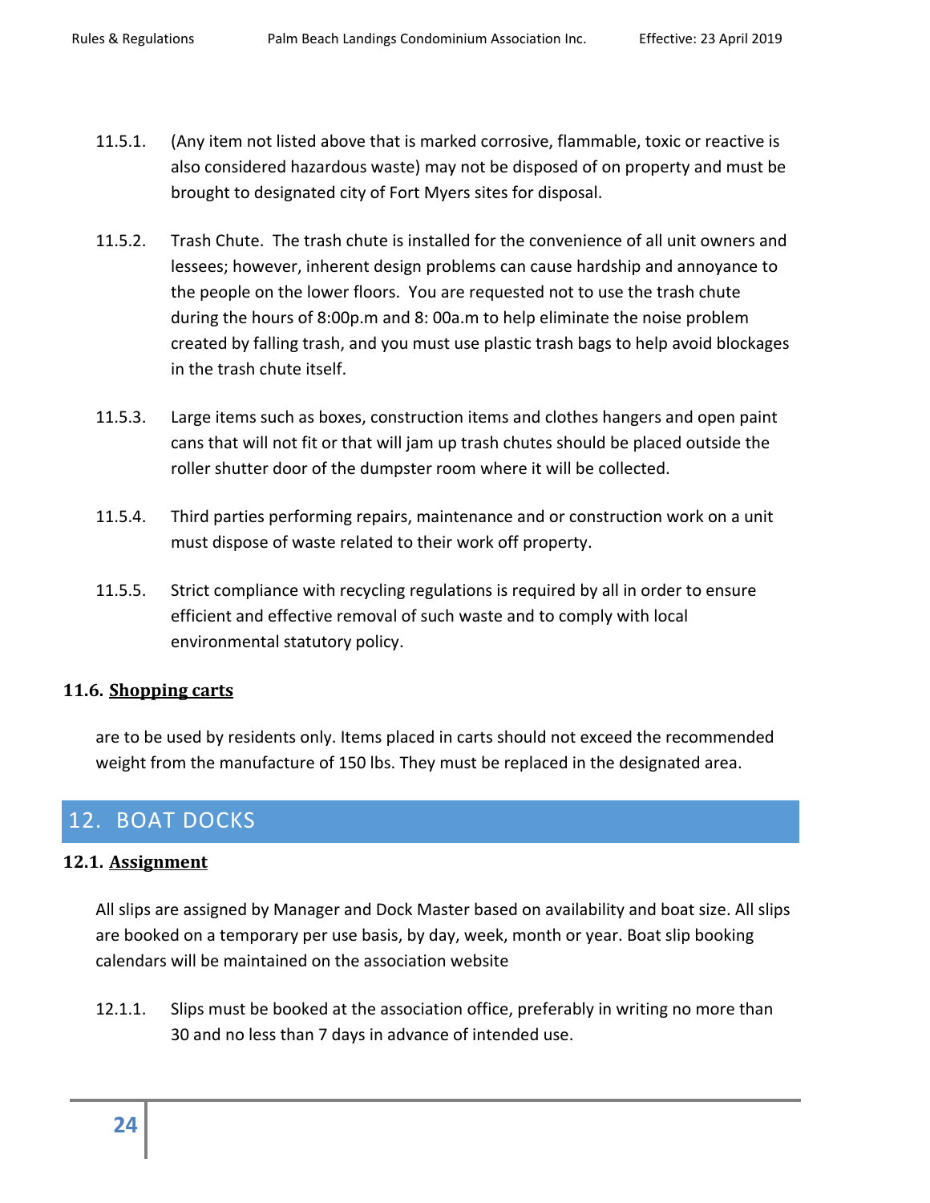11.5.1. (Any item not listed above that is marked corrosive, flammable, toxic or reactive is also considered hazardous waste) may not be disposed of on property and must be brought to designated city of Fort Myers sites for disposal.

11.5.2. Trash Chute. The trash chute is installed for the convenience of all unit owners and lessees; however, inherent design problems can cause hardship and annoyance to the people on the lower floors. You are requested not to use the trash chute during the hours of 8:00p.m and 8: 00a.m to help eliminate the noise problem created by falling trash, and you must use plastic trash bags to help avoid blockages in the trash chute itself.

11.5.3. Large items such as boxes, construction items and clothes hangers and open paint cans that will not fit or that will jam up trash chutes should be placed outside the roller shutter door of the dumpster room where it will be collected.

11.5.4. Third parties performing repairs, maintenance and or construction work on a unit must dispose of waste related to their work off property.

11.5.5. Strict compliance with recycling regulations is required by all in order to ensure efficient and effective removal of such waste and to comply with local environmental statutory policy.

### 11.6. Shopping carts

are to be used by residents only. Items placed in carts should not exceed the recommended weight from the manufacture of 150 lbs. They must be replaced in the designated area.

## 12. BOAT DOCKS

### 12.1. Assignment

All slips are assigned by Manager and Dock Master based on availability and boat size. All slips are booked on a temporary per use basis, by day, week, month or year. Boat slip booking calendars will be maintained on the association website

12.1.1. Slips must be booked at the association office, preferably in writing no more than 30 and no less than 7 days in advance of intended use.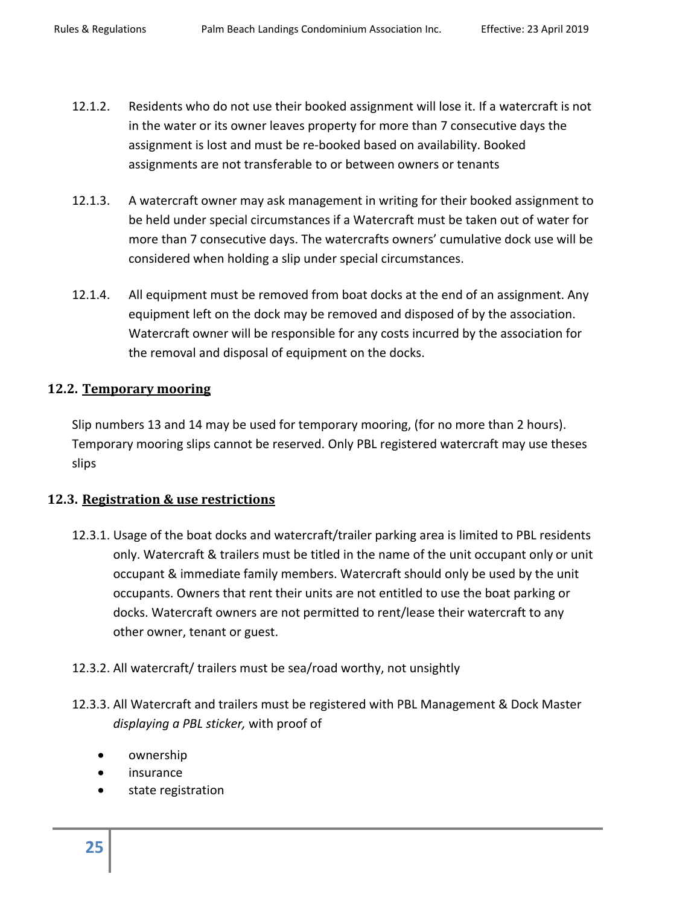12.1.2. Residents who do not use their booked assignment will lose it. If a watercraft is not in the water or its owner leaves property for more than 7 consecutive days the assignment is lost and must be re-booked based on availability. Booked assignments are not transferable to or between owners or tenants

12.1.3. A watercraft owner may ask management in writing for their booked assignment to be held under special circumstances if a Watercraft must be taken out of water for more than 7 consecutive days. The watercrafts owners' cumulative dock use will be considered when holding a slip under special circumstances.

12.1.4. All equipment must be removed from boat docks at the end of an assignment. Any equipment left on the dock may be removed and disposed of by the association. Watercraft owner will be responsible for any costs incurred by the association for the removal and disposal of equipment on the docks.

### 12.2. Temporary mooring

Slip numbers 13 and 14 may be used for temporary mooring, (for no more than 2 hours). Temporary mooring slips cannot be reserved. Only PBL registered watercraft may use theses slips

### 12.3. Registration & use restrictions

12.3.1. Usage of the boat docks and watercraft/trailer parking area is limited to PBL residents only. Watercraft & trailers must be titled in the name of the unit occupant only or unit occupant & immediate family members. Watercraft should only be used by the unit occupants. Owners that rent their units are not entitled to use the boat parking or docks. Watercraft owners are not permitted to rent/lease their watercraft to any other owner, tenant or guest.

12.3.2. All watercraft/ trailers must be sea/road worthy, not unsightly

12.3.3. All Watercraft and trailers must be registered with PBL Management & Dock Master *displaying a PBL sticker,* with proof of

- ownership
- insurance
- state registration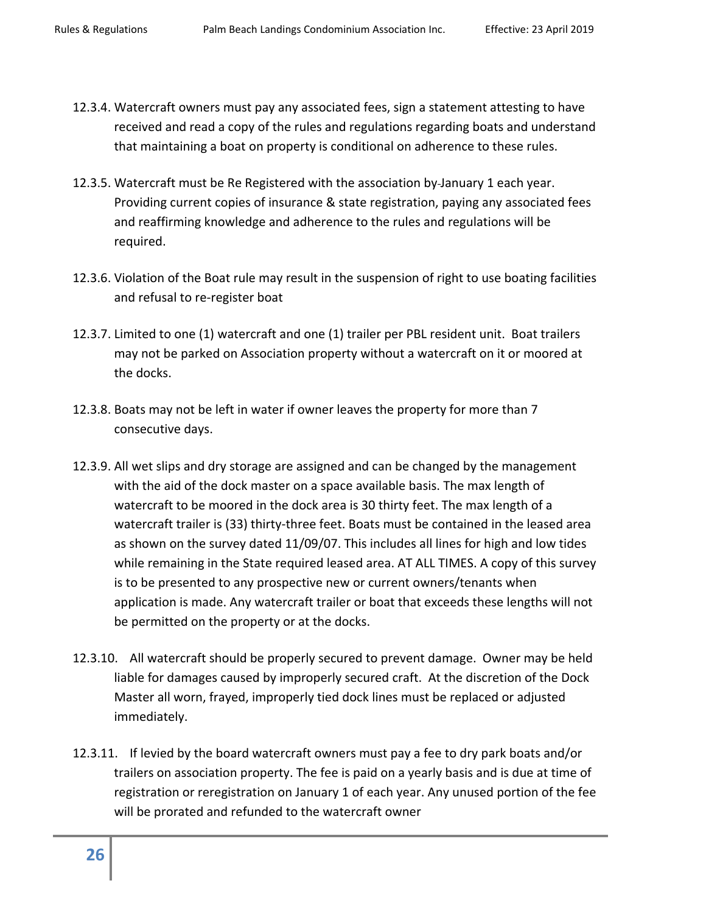12.3.4. Watercraft owners must pay any associated fees, sign a statement attesting to have received and read a copy of the rules and regulations regarding boats and understand that maintaining a boat on property is conditional on adherence to these rules.

12.3.5. Watercraft must be Re Registered with the association by January 1 each year. Providing current copies of insurance & state registration, paying any associated fees and reaffirming knowledge and adherence to the rules and regulations will be required.

12.3.6. Violation of the Boat rule may result in the suspension of right to use boating facilities and refusal to re-register boat

12.3.7. Limited to one (1) watercraft and one (1) trailer per PBL resident unit. Boat trailers may not be parked on Association property without a watercraft on it or moored at the docks.

12.3.8. Boats may not be left in water if owner leaves the property for more than 7 consecutive days.

12.3.9. All wet slips and dry storage are assigned and can be changed by the management with the aid of the dock master on a space available basis. The max length of watercraft to be moored in the dock area is 30 thirty feet. The max length of a watercraft trailer is (33) thirty-three feet. Boats must be contained in the leased area as shown on the survey dated 11/09/07. This includes all lines for high and low tides while remaining in the State required leased area. AT ALL TIMES. A copy of this survey is to be presented to any prospective new or current owners/tenants when application is made. Any watercraft trailer or boat that exceeds these lengths will not be permitted on the property or at the docks.

12.3.10. All watercraft should be properly secured to prevent damage. Owner may be held liable for damages caused by improperly secured craft. At the discretion of the Dock Master all worn, frayed, improperly tied dock lines must be replaced or adjusted immediately.

12.3.11. If levied by the board watercraft owners must pay a fee to dry park boats and/or trailers on association property. The fee is paid on a yearly basis and is due at time of registration or reregistration on January 1 of each year. Any unused portion of the fee will be prorated and refunded to the watercraft owner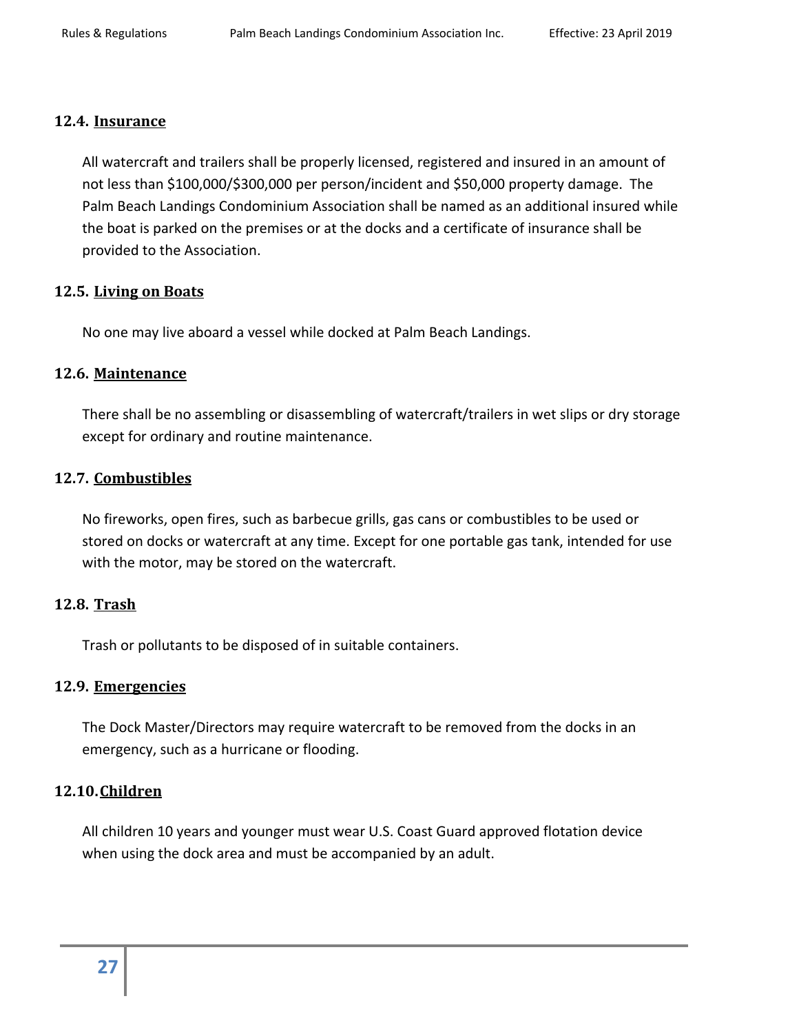### 12.4. Insurance

All watercraft and trailers shall be properly licensed, registered and insured in an amount of not less than $100,000/$300,000 per person/incident and $50,000 property damage. The Palm Beach Landings Condominium Association shall be named as an additional insured while the boat is parked on the premises or at the docks and a certificate of insurance shall be provided to the Association.

### 12.5. Living on Boats

No one may live aboard a vessel while docked at Palm Beach Landings.

### 12.6. Maintenance

There shall be no assembling or disassembling of watercraft/trailers in wet slips or dry storage except for ordinary and routine maintenance.

### 12.7. Combustibles

No fireworks, open fires, such as barbecue grills, gas cans or combustibles to be used or stored on docks or watercraft at any time. Except for one portable gas tank, intended for use with the motor, may be stored on the watercraft.

### 12.8. Trash

Trash or pollutants to be disposed of in suitable containers.

### 12.9. Emergencies

The Dock Master/Directors may require watercraft to be removed from the docks in an emergency, such as a hurricane or flooding.

### 12.10. Children

All children 10 years and younger must wear U.S. Coast Guard approved flotation device when using the dock area and must be accompanied by an adult.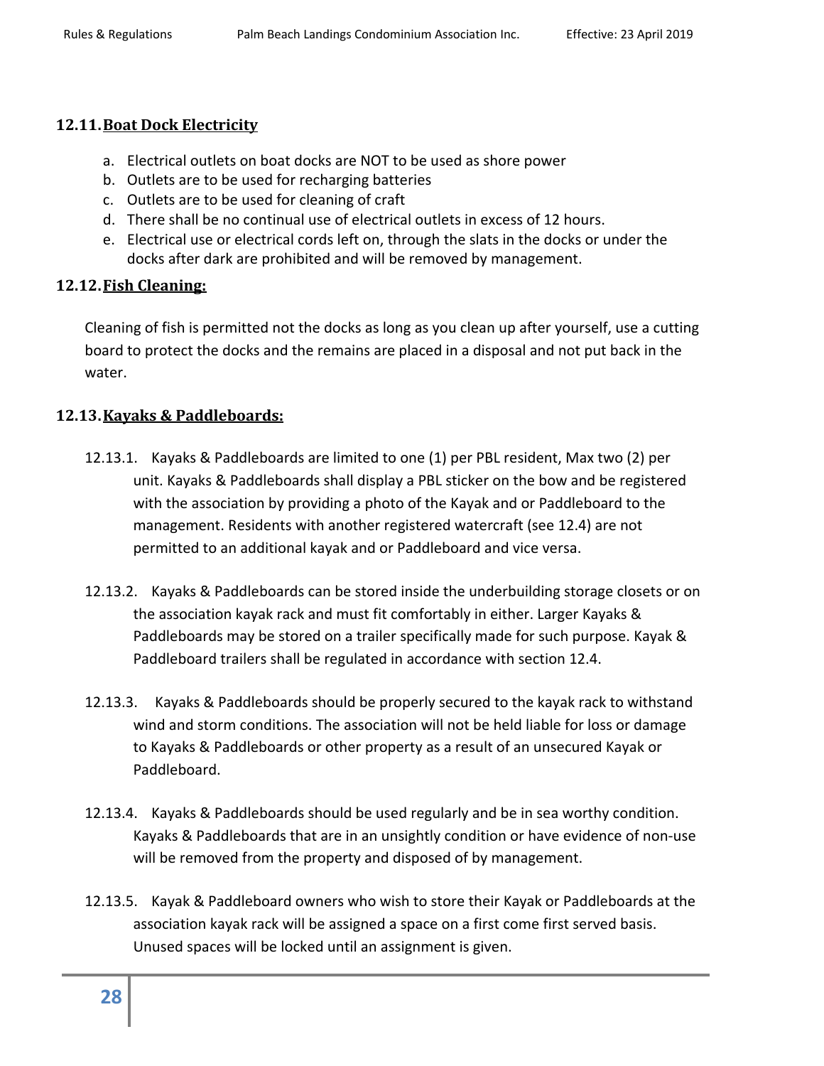### 12.11. Boat Dock Electricity

a. Electrical outlets on boat docks are NOT to be used as shore power
b. Outlets are to be used for recharging batteries
c. Outlets are to be used for cleaning of craft
d. There shall be no continual use of electrical outlets in excess of 12 hours.
e. Electrical use or electrical cords left on, through the slats in the docks or under the docks after dark are prohibited and will be removed by management.

### 12.12. Fish Cleaning:

Cleaning of fish is permitted not the docks as long as you clean up after yourself, use a cutting board to protect the docks and the remains are placed in a disposal and not put back in the water.

### 12.13. Kayaks & Paddleboards:

12.13.1. Kayaks & Paddleboards are limited to one (1) per PBL resident, Max two (2) per unit. Kayaks & Paddleboards shall display a PBL sticker on the bow and be registered with the association by providing a photo of the Kayak and or Paddleboard to the management. Residents with another registered watercraft (see 12.4) are not permitted to an additional kayak and or Paddleboard and vice versa.

12.13.2. Kayaks & Paddleboards can be stored inside the underbuilding storage closets or on the association kayak rack and must fit comfortably in either. Larger Kayaks & Paddleboards may be stored on a trailer specifically made for such purpose. Kayak & Paddleboard trailers shall be regulated in accordance with section 12.4.

12.13.3. Kayaks & Paddleboards should be properly secured to the kayak rack to withstand wind and storm conditions. The association will not be held liable for loss or damage to Kayaks & Paddleboards or other property as a result of an unsecured Kayak or Paddleboard.

12.13.4. Kayaks & Paddleboards should be used regularly and be in sea worthy condition. Kayaks & Paddleboards that are in an unsightly condition or have evidence of non-use will be removed from the property and disposed of by management.

12.13.5. Kayak & Paddleboard owners who wish to store their Kayak or Paddleboards at the association kayak rack will be assigned a space on a first come first served basis. Unused spaces will be locked until an assignment is given.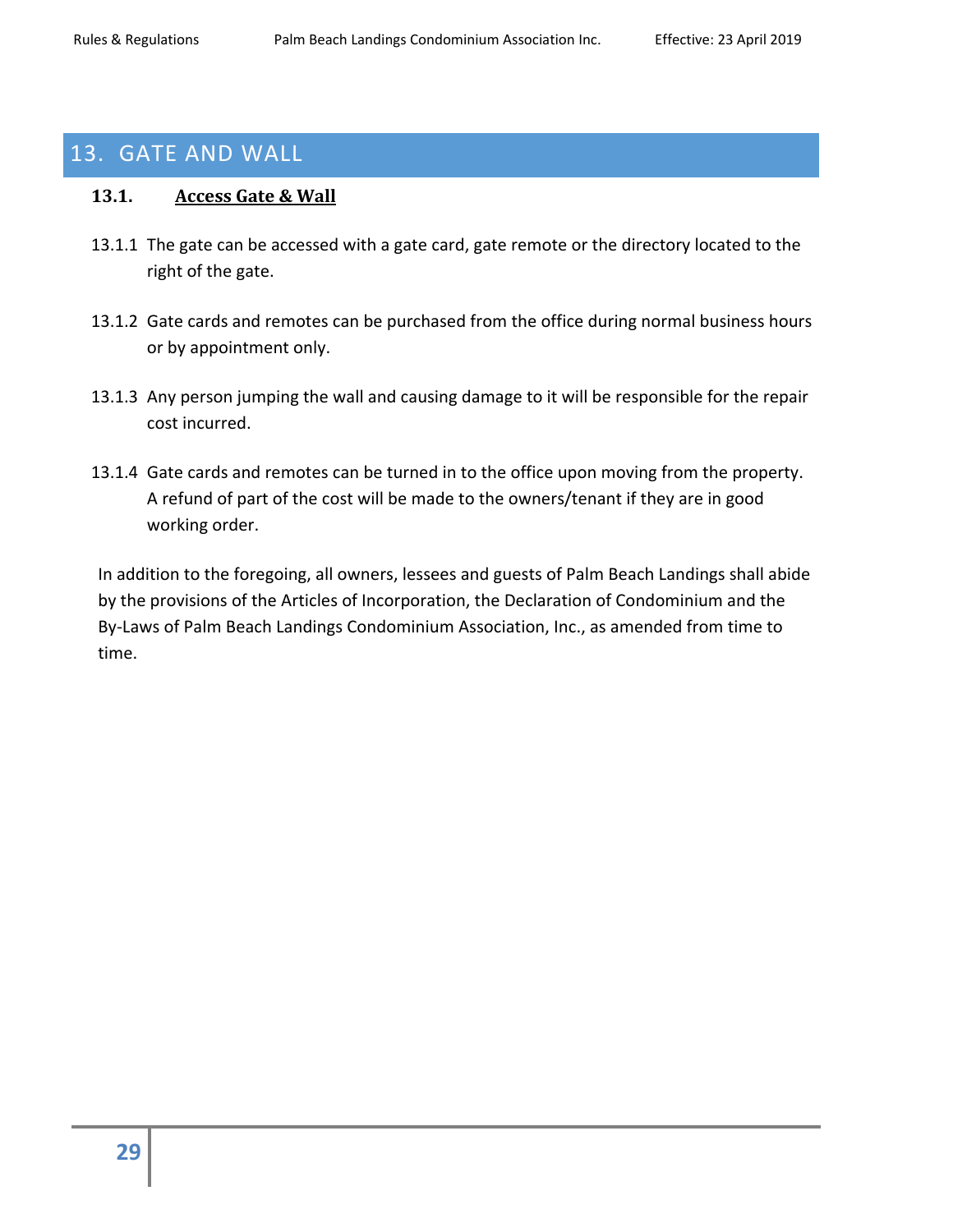# 13. GATE AND WALL

## 13.1. Access Gate & Wall

13.1.1 The gate can be accessed with a gate card, gate remote or the directory located to the right of the gate.

13.1.2 Gate cards and remotes can be purchased from the office during normal business hours or by appointment only.

13.1.3 Any person jumping the wall and causing damage to it will be responsible for the repair cost incurred.

13.1.4 Gate cards and remotes can be turned in to the office upon moving from the property. A refund of part of the cost will be made to the owners/tenant if they are in good working order.

In addition to the foregoing, all owners, lessees and guests of Palm Beach Landings shall abide by the provisions of the Articles of Incorporation, the Declaration of Condominium and the By-Laws of Palm Beach Landings Condominium Association, Inc., as amended from time to time.